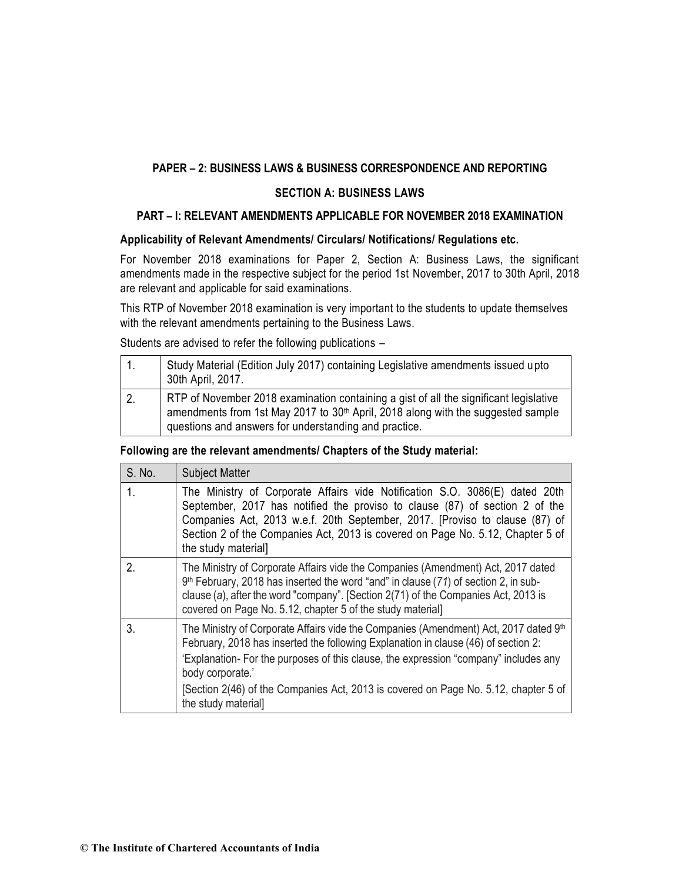## PAPER – 2: BUSINESS LAWS & BUSINESS CORRESPONDENCE AND REPORTING

### SECTION A: BUSINESS LAWS

### PART – I: RELEVANT AMENDMENTS APPLICABLE FOR NOVEMBER 2018 EXAMINATION

**Applicability of Relevant Amendments/ Circulars/ Notifications/ Regulations etc.**

For November 2018 examinations for Paper 2, Section A: Business Laws, the significant amendments made in the respective subject for the period 1st November, 2017 to 30th April, 2018 are relevant and applicable for said examinations.

This RTP of November 2018 examination is very important to the students to update themselves with the relevant amendments pertaining to the Business Laws.

Students are advised to refer the following publications –

| | |
|---|---|
| 1. | Study Material (Edition July 2017) containing Legislative amendments issued upto 30th April, 2017. |
| 2. | RTP of November 2018 examination containing a gist of all the significant legislative amendments from 1st May 2017 to 30th April, 2018 along with the suggested sample questions and answers for understanding and practice. |

**Following are the relevant amendments/ Chapters of the Study material:**

| S. No. | Subject Matter |
|---|---|
| 1. | The Ministry of Corporate Affairs vide Notification S.O. 3086(E) dated 20th September, 2017 has notified the proviso to clause (87) of section 2 of the Companies Act, 2013 w.e.f. 20th September, 2017. [Proviso to clause (87) of Section 2 of the Companies Act, 2013 is covered on Page No. 5.12, Chapter 5 of the study material] |
| 2. | The Ministry of Corporate Affairs vide the Companies (Amendment) Act, 2017 dated 9th February, 2018 has inserted the word "and" in clause (*71*) of section 2, in sub-clause (*a*), after the word "company". [Section 2(71) of the Companies Act, 2013 is covered on Page No. 5.12, chapter 5 of the study material] |
| 3. | The Ministry of Corporate Affairs vide the Companies (Amendment) Act, 2017 dated 9th February, 2018 has inserted the following Explanation in clause (46) of section 2: 'Explanation- For the purposes of this clause, the expression "company" includes any body corporate.' [Section 2(46) of the Companies Act, 2013 is covered on Page No. 5.12, chapter 5 of the study material] |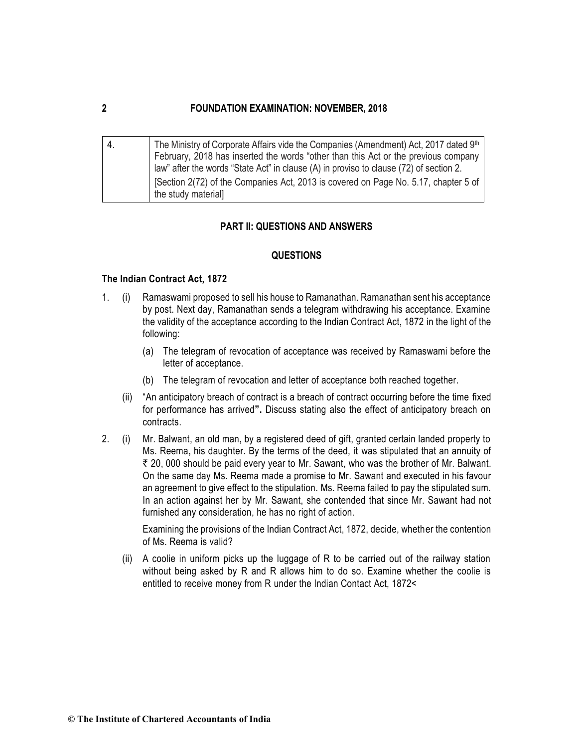| 4. | The Ministry of Corporate Affairs vide the Companies (Amendment) Act, 2017 dated 9th February, 2018 has inserted the words "other than this Act or the previous company law" after the words "State Act" in clause (A) in proviso to clause (72) of section 2. [Section 2(72) of the Companies Act, 2013 is covered on Page No. 5.17, chapter 5 of the study material] |
|---|---|

## PART II: QUESTIONS AND ANSWERS

### QUESTIONS

**The Indian Contract Act, 1872**

1. (i) Ramaswami proposed to sell his house to Ramanathan. Ramanathan sent his acceptance by post. Next day, Ramanathan sends a telegram withdrawing his acceptance. Examine the validity of the acceptance according to the Indian Contract Act, 1872 in the light of the following:

   (a) The telegram of revocation of acceptance was received by Ramaswami before the letter of acceptance.

   (b) The telegram of revocation and letter of acceptance both reached together.

   (ii) "An anticipatory breach of contract is a breach of contract occurring before the time fixed for performance has arrived**".** Discuss stating also the effect of anticipatory breach on contracts.

2. (i) Mr. Balwant, an old man, by a registered deed of gift, granted certain landed property to Ms. Reema, his daughter. By the terms of the deed, it was stipulated that an annuity of ₹ 20, 000 should be paid every year to Mr. Sawant, who was the brother of Mr. Balwant. On the same day Ms. Reema made a promise to Mr. Sawant and executed in his favour an agreement to give effect to the stipulation. Ms. Reema failed to pay the stipulated sum. In an action against her by Mr. Sawant, she contended that since Mr. Sawant had not furnished any consideration, he has no right of action.

   Examining the provisions of the Indian Contract Act, 1872, decide, whether the contention of Ms. Reema is valid?

   (ii) A coolie in uniform picks up the luggage of R to be carried out of the railway station without being asked by R and R allows him to do so. Examine whether the coolie is entitled to receive money from R under the Indian Contact Act, 1872<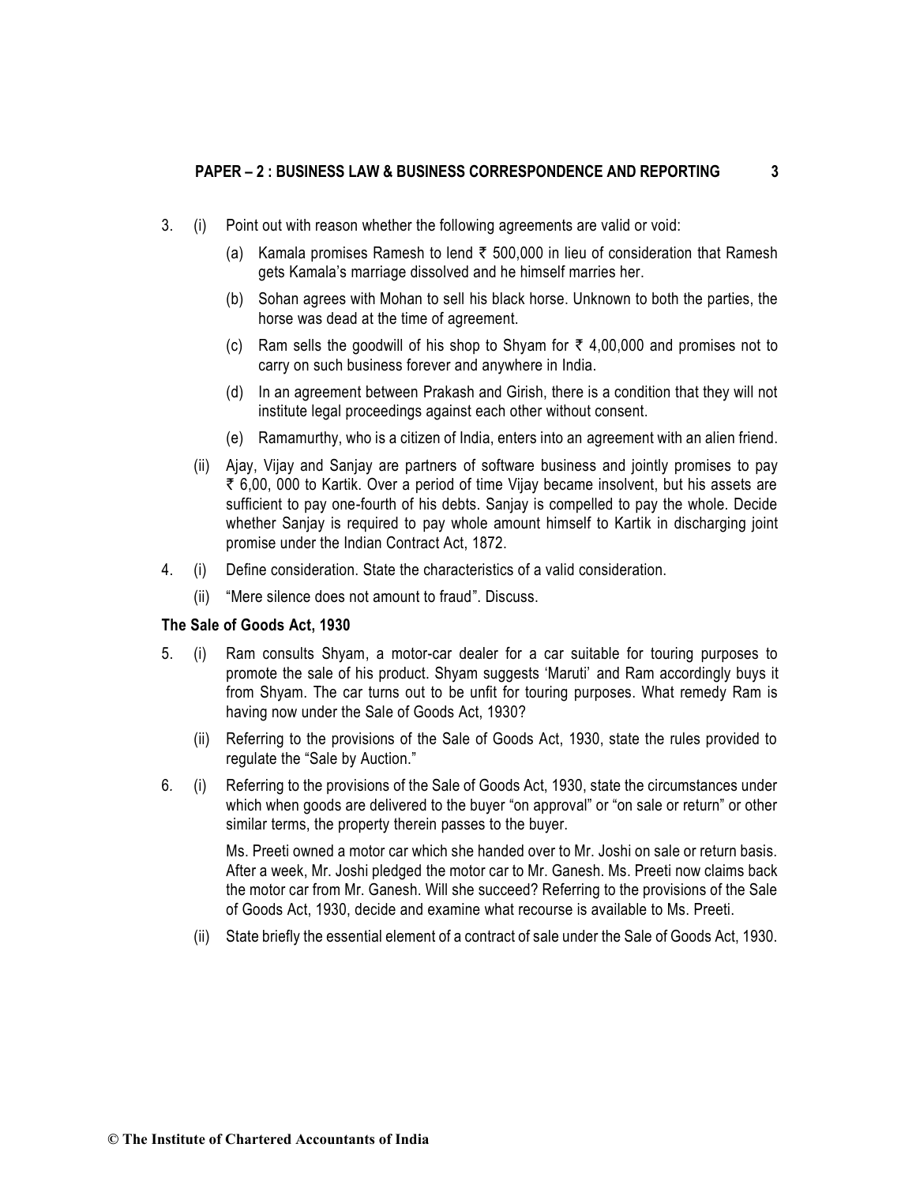3. (i) Point out with reason whether the following agreements are valid or void:

   (a) Kamala promises Ramesh to lend ₹ 500,000 in lieu of consideration that Ramesh gets Kamala's marriage dissolved and he himself marries her.

   (b) Sohan agrees with Mohan to sell his black horse. Unknown to both the parties, the horse was dead at the time of agreement.

   (c) Ram sells the goodwill of his shop to Shyam for ₹ 4,00,000 and promises not to carry on such business forever and anywhere in India.

   (d) In an agreement between Prakash and Girish, there is a condition that they will not institute legal proceedings against each other without consent.

   (e) Ramamurthy, who is a citizen of India, enters into an agreement with an alien friend.

   (ii) Ajay, Vijay and Sanjay are partners of software business and jointly promises to pay ₹ 6,00, 000 to Kartik. Over a period of time Vijay became insolvent, but his assets are sufficient to pay one-fourth of his debts. Sanjay is compelled to pay the whole. Decide whether Sanjay is required to pay whole amount himself to Kartik in discharging joint promise under the Indian Contract Act, 1872.

4. (i) Define consideration. State the characteristics of a valid consideration.

   (ii) "Mere silence does not amount to fraud". Discuss.

**The Sale of Goods Act, 1930**

5. (i) Ram consults Shyam, a motor-car dealer for a car suitable for touring purposes to promote the sale of his product. Shyam suggests 'Maruti' and Ram accordingly buys it from Shyam. The car turns out to be unfit for touring purposes. What remedy Ram is having now under the Sale of Goods Act, 1930?

   (ii) Referring to the provisions of the Sale of Goods Act, 1930, state the rules provided to regulate the "Sale by Auction."

6. (i) Referring to the provisions of the Sale of Goods Act, 1930, state the circumstances under which when goods are delivered to the buyer "on approval" or "on sale or return" or other similar terms, the property therein passes to the buyer.

   Ms. Preeti owned a motor car which she handed over to Mr. Joshi on sale or return basis. After a week, Mr. Joshi pledged the motor car to Mr. Ganesh. Ms. Preeti now claims back the motor car from Mr. Ganesh. Will she succeed? Referring to the provisions of the Sale of Goods Act, 1930, decide and examine what recourse is available to Ms. Preeti.

   (ii) State briefly the essential element of a contract of sale under the Sale of Goods Act, 1930.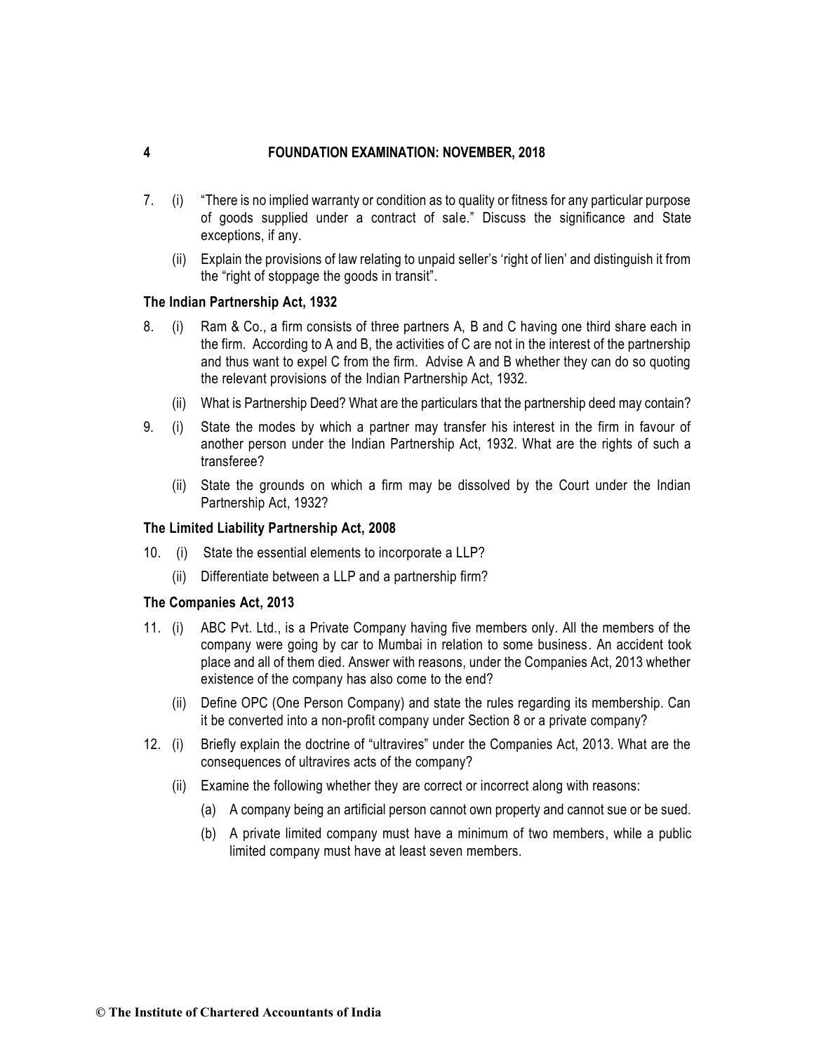7. (i) "There is no implied warranty or condition as to quality or fitness for any particular purpose of goods supplied under a contract of sale." Discuss the significance and State exceptions, if any.

   (ii) Explain the provisions of law relating to unpaid seller's 'right of lien' and distinguish it from the "right of stoppage the goods in transit".

**The Indian Partnership Act, 1932**

8. (i) Ram & Co., a firm consists of three partners A, B and C having one third share each in the firm. According to A and B, the activities of C are not in the interest of the partnership and thus want to expel C from the firm. Advise A and B whether they can do so quoting the relevant provisions of the Indian Partnership Act, 1932.

   (ii) What is Partnership Deed? What are the particulars that the partnership deed may contain?

9. (i) State the modes by which a partner may transfer his interest in the firm in favour of another person under the Indian Partnership Act, 1932. What are the rights of such a transferee?

   (ii) State the grounds on which a firm may be dissolved by the Court under the Indian Partnership Act, 1932?

**The Limited Liability Partnership Act, 2008**

10. (i) State the essential elements to incorporate a LLP?

    (ii) Differentiate between a LLP and a partnership firm?

**The Companies Act, 2013**

11. (i) ABC Pvt. Ltd., is a Private Company having five members only. All the members of the company were going by car to Mumbai in relation to some business. An accident took place and all of them died. Answer with reasons, under the Companies Act, 2013 whether existence of the company has also come to the end?

    (ii) Define OPC (One Person Company) and state the rules regarding its membership. Can it be converted into a non-profit company under Section 8 or a private company?

12. (i) Briefly explain the doctrine of "ultravires" under the Companies Act, 2013. What are the consequences of ultravires acts of the company?

    (ii) Examine the following whether they are correct or incorrect along with reasons:

    (a) A company being an artificial person cannot own property and cannot sue or be sued.

    (b) A private limited company must have a minimum of two members, while a public limited company must have at least seven members.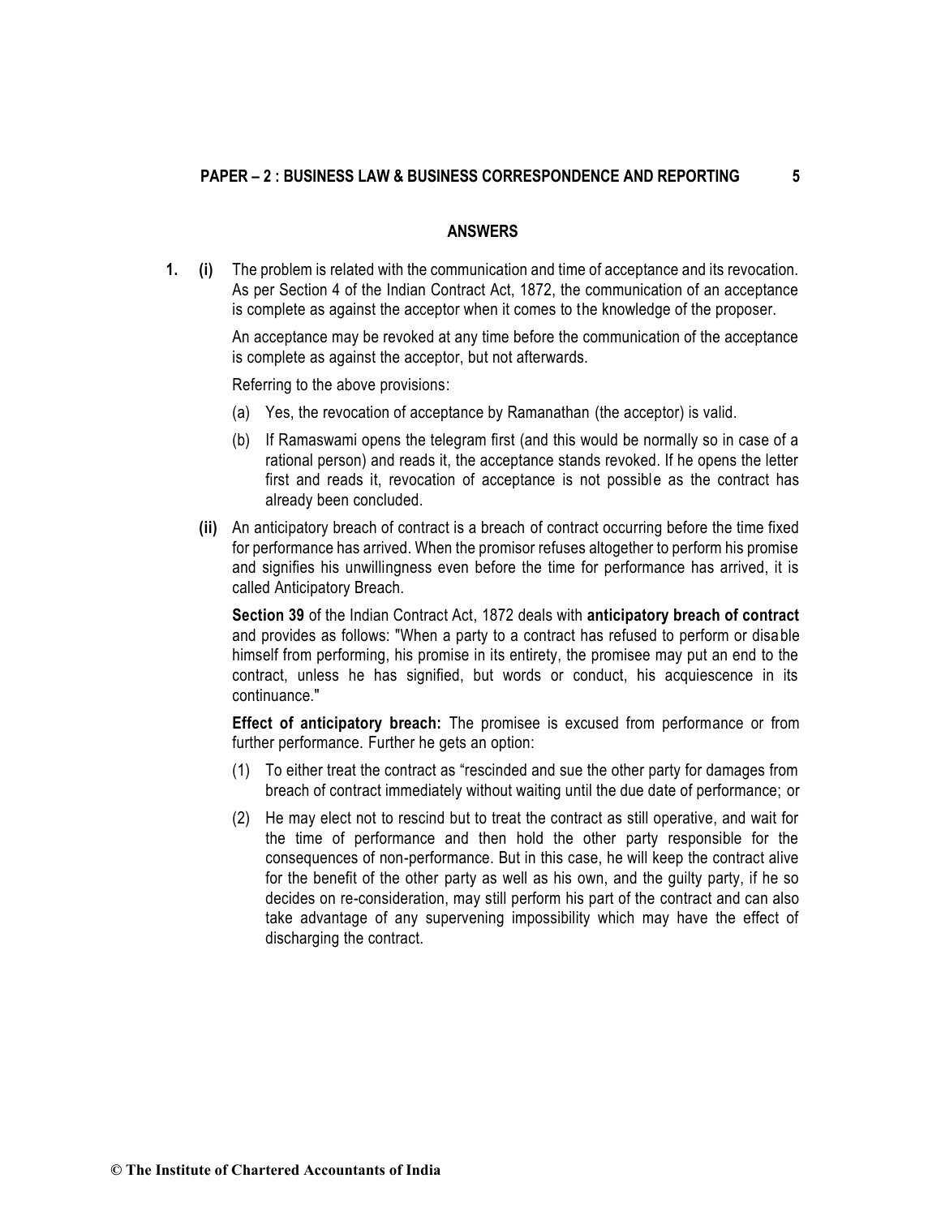## ANSWERS

**1. (i)** The problem is related with the communication and time of acceptance and its revocation. As per Section 4 of the Indian Contract Act, 1872, the communication of an acceptance is complete as against the acceptor when it comes to the knowledge of the proposer.

An acceptance may be revoked at any time before the communication of the acceptance is complete as against the acceptor, but not afterwards.

Referring to the above provisions:

(a) Yes, the revocation of acceptance by Ramanathan (the acceptor) is valid.

(b) If Ramaswami opens the telegram first (and this would be normally so in case of a rational person) and reads it, the acceptance stands revoked. If he opens the letter first and reads it, revocation of acceptance is not possible as the contract has already been concluded.

**(ii)** An anticipatory breach of contract is a breach of contract occurring before the time fixed for performance has arrived. When the promisor refuses altogether to perform his promise and signifies his unwillingness even before the time for performance has arrived, it is called Anticipatory Breach.

**Section 39** of the Indian Contract Act, 1872 deals with **anticipatory breach of contract** and provides as follows: "When a party to a contract has refused to perform or disable himself from performing, his promise in its entirety, the promisee may put an end to the contract, unless he has signified, but words or conduct, his acquiescence in its continuance."

**Effect of anticipatory breach:** The promisee is excused from performance or from further performance. Further he gets an option:

(1) To either treat the contract as "rescinded and sue the other party for damages from breach of contract immediately without waiting until the due date of performance; or

(2) He may elect not to rescind but to treat the contract as still operative, and wait for the time of performance and then hold the other party responsible for the consequences of non-performance. But in this case, he will keep the contract alive for the benefit of the other party as well as his own, and the guilty party, if he so decides on re-consideration, may still perform his part of the contract and can also take advantage of any supervening impossibility which may have the effect of discharging the contract.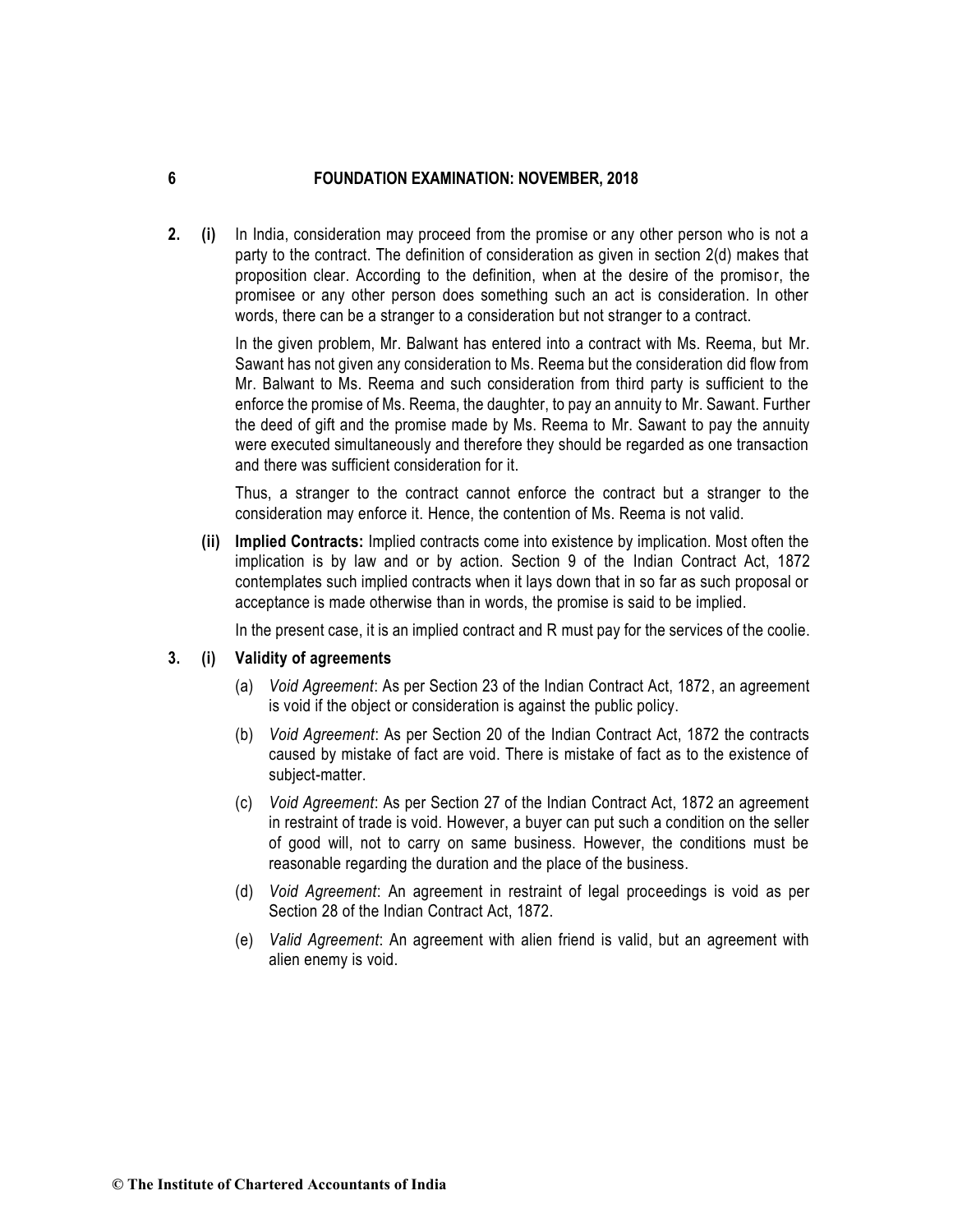**2. (i)** In India, consideration may proceed from the promise or any other person who is not a party to the contract. The definition of consideration as given in section 2(d) makes that proposition clear. According to the definition, when at the desire of the promisor, the promisee or any other person does something such an act is consideration. In other words, there can be a stranger to a consideration but not stranger to a contract.

In the given problem, Mr. Balwant has entered into a contract with Ms. Reema, but Mr. Sawant has not given any consideration to Ms. Reema but the consideration did flow from Mr. Balwant to Ms. Reema and such consideration from third party is sufficient to the enforce the promise of Ms. Reema, the daughter, to pay an annuity to Mr. Sawant. Further the deed of gift and the promise made by Ms. Reema to Mr. Sawant to pay the annuity were executed simultaneously and therefore they should be regarded as one transaction and there was sufficient consideration for it.

Thus, a stranger to the contract cannot enforce the contract but a stranger to the consideration may enforce it. Hence, the contention of Ms. Reema is not valid.

**(ii) Implied Contracts:** Implied contracts come into existence by implication. Most often the implication is by law and or by action. Section 9 of the Indian Contract Act, 1872 contemplates such implied contracts when it lays down that in so far as such proposal or acceptance is made otherwise than in words, the promise is said to be implied.

In the present case, it is an implied contract and R must pay for the services of the coolie.

**3. (i) Validity of agreements**

(a) *Void Agreement*: As per Section 23 of the Indian Contract Act, 1872, an agreement is void if the object or consideration is against the public policy.

(b) *Void Agreement*: As per Section 20 of the Indian Contract Act, 1872 the contracts caused by mistake of fact are void. There is mistake of fact as to the existence of subject-matter.

(c) *Void Agreement*: As per Section 27 of the Indian Contract Act, 1872 an agreement in restraint of trade is void. However, a buyer can put such a condition on the seller of good will, not to carry on same business. However, the conditions must be reasonable regarding the duration and the place of the business.

(d) *Void Agreement*: An agreement in restraint of legal proceedings is void as per Section 28 of the Indian Contract Act, 1872.

(e) *Valid Agreement*: An agreement with alien friend is valid, but an agreement with alien enemy is void.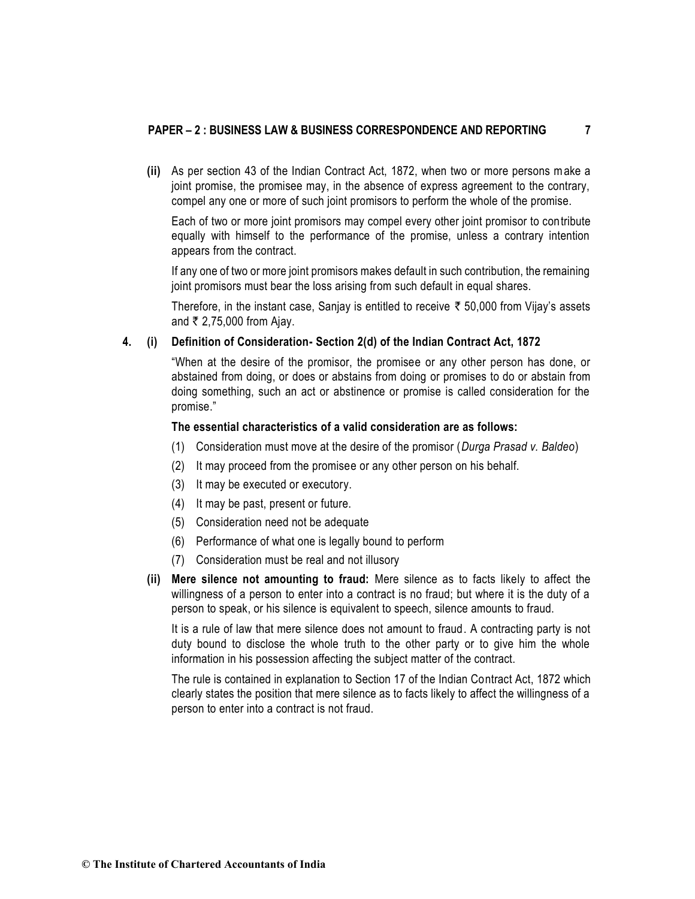**(ii)** As per section 43 of the Indian Contract Act, 1872, when two or more persons make a joint promise, the promisee may, in the absence of express agreement to the contrary, compel any one or more of such joint promisors to perform the whole of the promise.

Each of two or more joint promisors may compel every other joint promisor to contribute equally with himself to the performance of the promise, unless a contrary intention appears from the contract.

If any one of two or more joint promisors makes default in such contribution, the remaining joint promisors must bear the loss arising from such default in equal shares.

Therefore, in the instant case, Sanjay is entitled to receive ₹ 50,000 from Vijay's assets and ₹ 2,75,000 from Ajay.

**4. (i) Definition of Consideration- Section 2(d) of the Indian Contract Act, 1872**

"When at the desire of the promisor, the promisee or any other person has done, or abstained from doing, or does or abstains from doing or promises to do or abstain from doing something, such an act or abstinence or promise is called consideration for the promise."

**The essential characteristics of a valid consideration are as follows:**

(1) Consideration must move at the desire of the promisor (*Durga Prasad v. Baldeo*)

(2) It may proceed from the promisee or any other person on his behalf.

(3) It may be executed or executory.

(4) It may be past, present or future.

(5) Consideration need not be adequate

(6) Performance of what one is legally bound to perform

(7) Consideration must be real and not illusory

**(ii) Mere silence not amounting to fraud:** Mere silence as to facts likely to affect the willingness of a person to enter into a contract is no fraud; but where it is the duty of a person to speak, or his silence is equivalent to speech, silence amounts to fraud.

It is a rule of law that mere silence does not amount to fraud. A contracting party is not duty bound to disclose the whole truth to the other party or to give him the whole information in his possession affecting the subject matter of the contract.

The rule is contained in explanation to Section 17 of the Indian Contract Act, 1872 which clearly states the position that mere silence as to facts likely to affect the willingness of a person to enter into a contract is not fraud.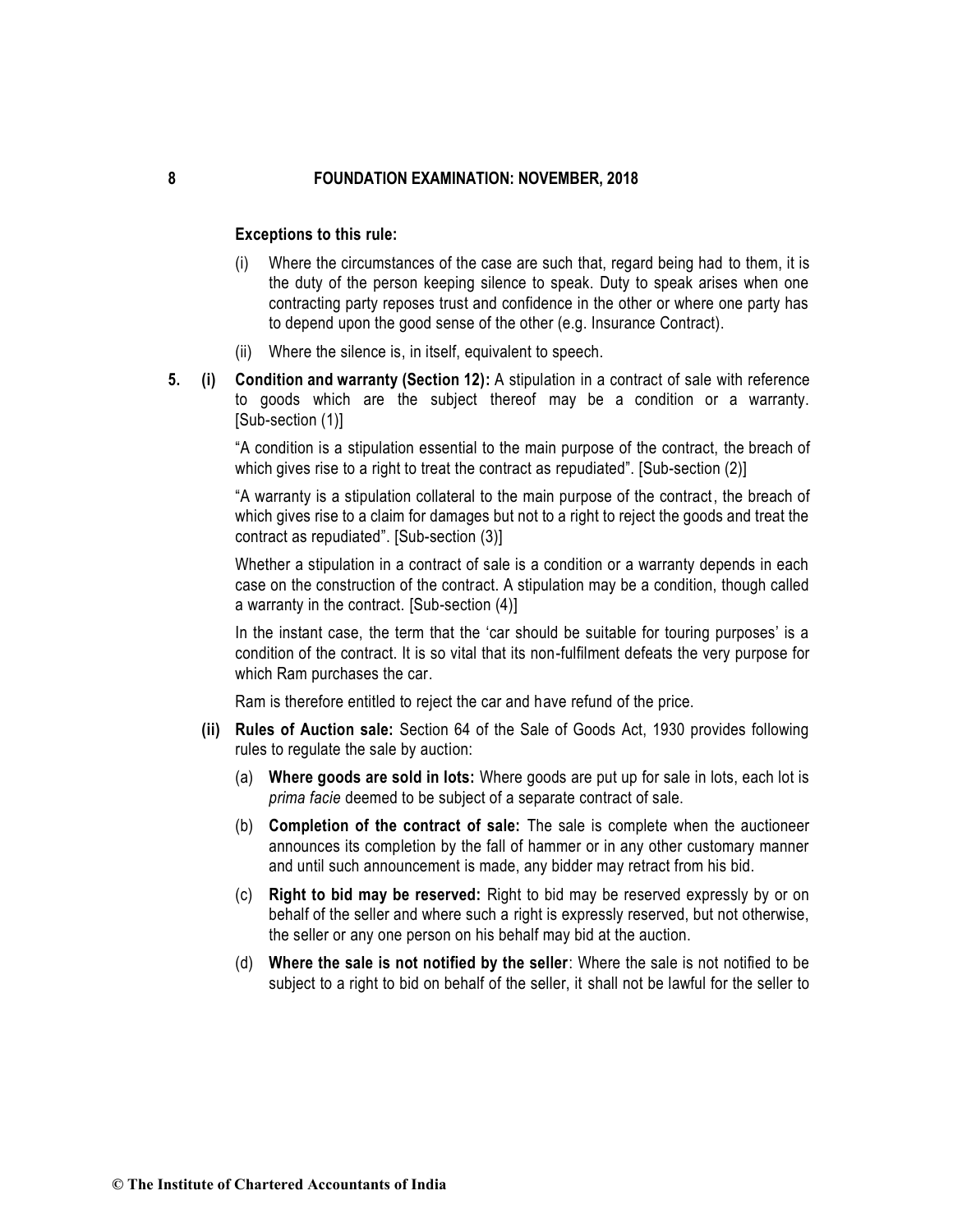**Exceptions to this rule:**

(i) Where the circumstances of the case are such that, regard being had to them, it is the duty of the person keeping silence to speak. Duty to speak arises when one contracting party reposes trust and confidence in the other or where one party has to depend upon the good sense of the other (e.g. Insurance Contract).

(ii) Where the silence is, in itself, equivalent to speech.

**5. (i) Condition and warranty (Section 12):** A stipulation in a contract of sale with reference to goods which are the subject thereof may be a condition or a warranty. [Sub-section (1)]

"A condition is a stipulation essential to the main purpose of the contract, the breach of which gives rise to a right to treat the contract as repudiated". [Sub-section (2)]

"A warranty is a stipulation collateral to the main purpose of the contract, the breach of which gives rise to a claim for damages but not to a right to reject the goods and treat the contract as repudiated". [Sub-section (3)]

Whether a stipulation in a contract of sale is a condition or a warranty depends in each case on the construction of the contract. A stipulation may be a condition, though called a warranty in the contract. [Sub-section (4)]

In the instant case, the term that the 'car should be suitable for touring purposes' is a condition of the contract. It is so vital that its non-fulfilment defeats the very purpose for which Ram purchases the car.

Ram is therefore entitled to reject the car and have refund of the price.

**(ii) Rules of Auction sale:** Section 64 of the Sale of Goods Act, 1930 provides following rules to regulate the sale by auction:

(a) **Where goods are sold in lots:** Where goods are put up for sale in lots, each lot is *prima facie* deemed to be subject of a separate contract of sale.

(b) **Completion of the contract of sale:** The sale is complete when the auctioneer announces its completion by the fall of hammer or in any other customary manner and until such announcement is made, any bidder may retract from his bid.

(c) **Right to bid may be reserved:** Right to bid may be reserved expressly by or on behalf of the seller and where such a right is expressly reserved, but not otherwise, the seller or any one person on his behalf may bid at the auction.

(d) **Where the sale is not notified by the seller**: Where the sale is not notified to be subject to a right to bid on behalf of the seller, it shall not be lawful for the seller to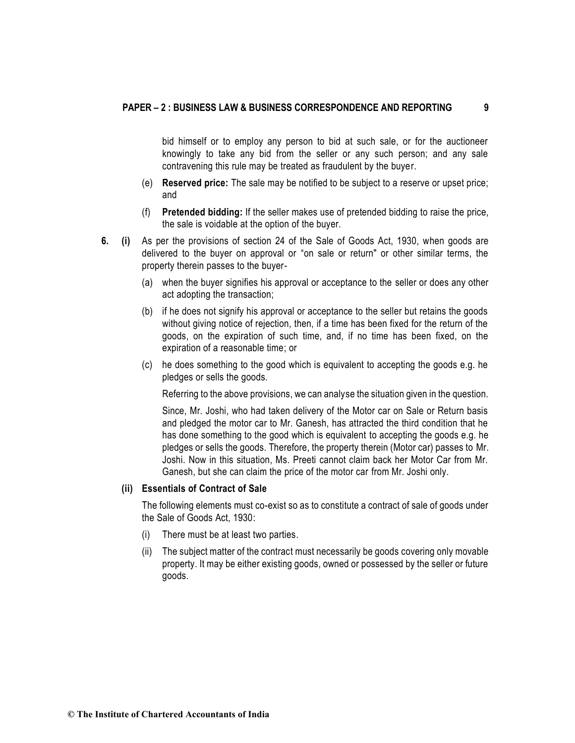bid himself or to employ any person to bid at such sale, or for the auctioneer knowingly to take any bid from the seller or any such person; and any sale contravening this rule may be treated as fraudulent by the buyer.

(e) **Reserved price:** The sale may be notified to be subject to a reserve or upset price; and

(f) **Pretended bidding:** If the seller makes use of pretended bidding to raise the price, the sale is voidable at the option of the buyer.

**6. (i)** As per the provisions of section 24 of the Sale of Goods Act, 1930, when goods are delivered to the buyer on approval or "on sale or return" or other similar terms, the property therein passes to the buyer-

(a) when the buyer signifies his approval or acceptance to the seller or does any other act adopting the transaction;

(b) if he does not signify his approval or acceptance to the seller but retains the goods without giving notice of rejection, then, if a time has been fixed for the return of the goods, on the expiration of such time, and, if no time has been fixed, on the expiration of a reasonable time; or

(c) he does something to the good which is equivalent to accepting the goods e.g. he pledges or sells the goods.

Referring to the above provisions, we can analyse the situation given in the question.

Since, Mr. Joshi, who had taken delivery of the Motor car on Sale or Return basis and pledged the motor car to Mr. Ganesh, has attracted the third condition that he has done something to the good which is equivalent to accepting the goods e.g. he pledges or sells the goods. Therefore, the property therein (Motor car) passes to Mr. Joshi. Now in this situation, Ms. Preeti cannot claim back her Motor Car from Mr. Ganesh, but she can claim the price of the motor car from Mr. Joshi only.

**(ii) Essentials of Contract of Sale**

The following elements must co-exist so as to constitute a contract of sale of goods under the Sale of Goods Act, 1930:

(i) There must be at least two parties.

(ii) The subject matter of the contract must necessarily be goods covering only movable property. It may be either existing goods, owned or possessed by the seller or future goods.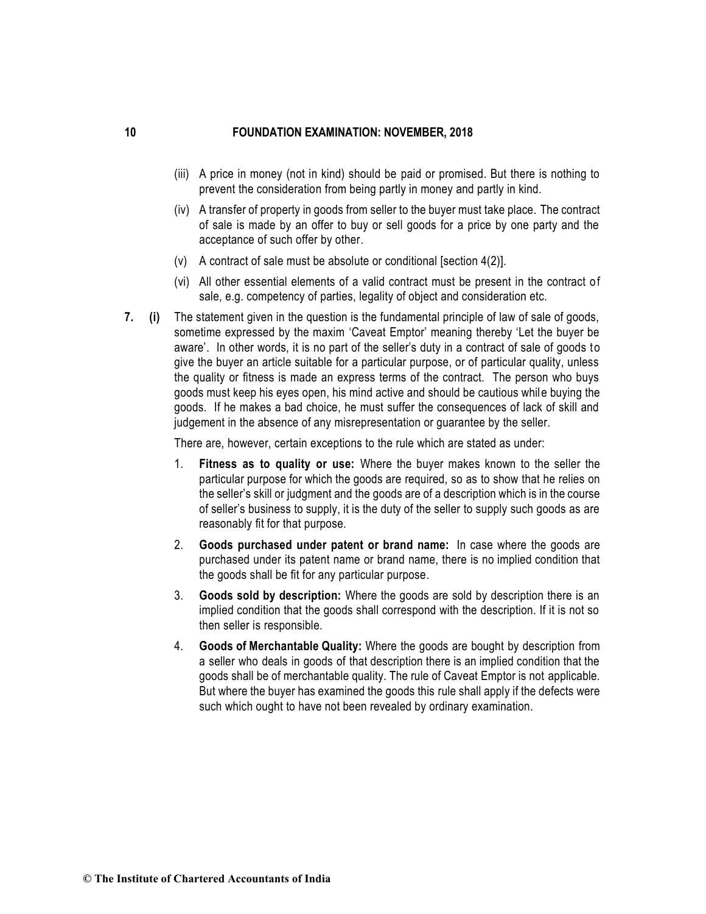(iii) A price in money (not in kind) should be paid or promised. But there is nothing to prevent the consideration from being partly in money and partly in kind.

(iv) A transfer of property in goods from seller to the buyer must take place. The contract of sale is made by an offer to buy or sell goods for a price by one party and the acceptance of such offer by other.

(v) A contract of sale must be absolute or conditional [section 4(2)].

(vi) All other essential elements of a valid contract must be present in the contract of sale, e.g. competency of parties, legality of object and consideration etc.

**7. (i)** The statement given in the question is the fundamental principle of law of sale of goods, sometime expressed by the maxim 'Caveat Emptor' meaning thereby 'Let the buyer be aware'. In other words, it is no part of the seller's duty in a contract of sale of goods to give the buyer an article suitable for a particular purpose, or of particular quality, unless the quality or fitness is made an express terms of the contract. The person who buys goods must keep his eyes open, his mind active and should be cautious while buying the goods. If he makes a bad choice, he must suffer the consequences of lack of skill and judgement in the absence of any misrepresentation or guarantee by the seller.

There are, however, certain exceptions to the rule which are stated as under:

1. **Fitness as to quality or use:** Where the buyer makes known to the seller the particular purpose for which the goods are required, so as to show that he relies on the seller's skill or judgment and the goods are of a description which is in the course of seller's business to supply, it is the duty of the seller to supply such goods as are reasonably fit for that purpose.

2. **Goods purchased under patent or brand name:** In case where the goods are purchased under its patent name or brand name, there is no implied condition that the goods shall be fit for any particular purpose.

3. **Goods sold by description:** Where the goods are sold by description there is an implied condition that the goods shall correspond with the description. If it is not so then seller is responsible.

4. **Goods of Merchantable Quality:** Where the goods are bought by description from a seller who deals in goods of that description there is an implied condition that the goods shall be of merchantable quality. The rule of Caveat Emptor is not applicable. But where the buyer has examined the goods this rule shall apply if the defects were such which ought to have not been revealed by ordinary examination.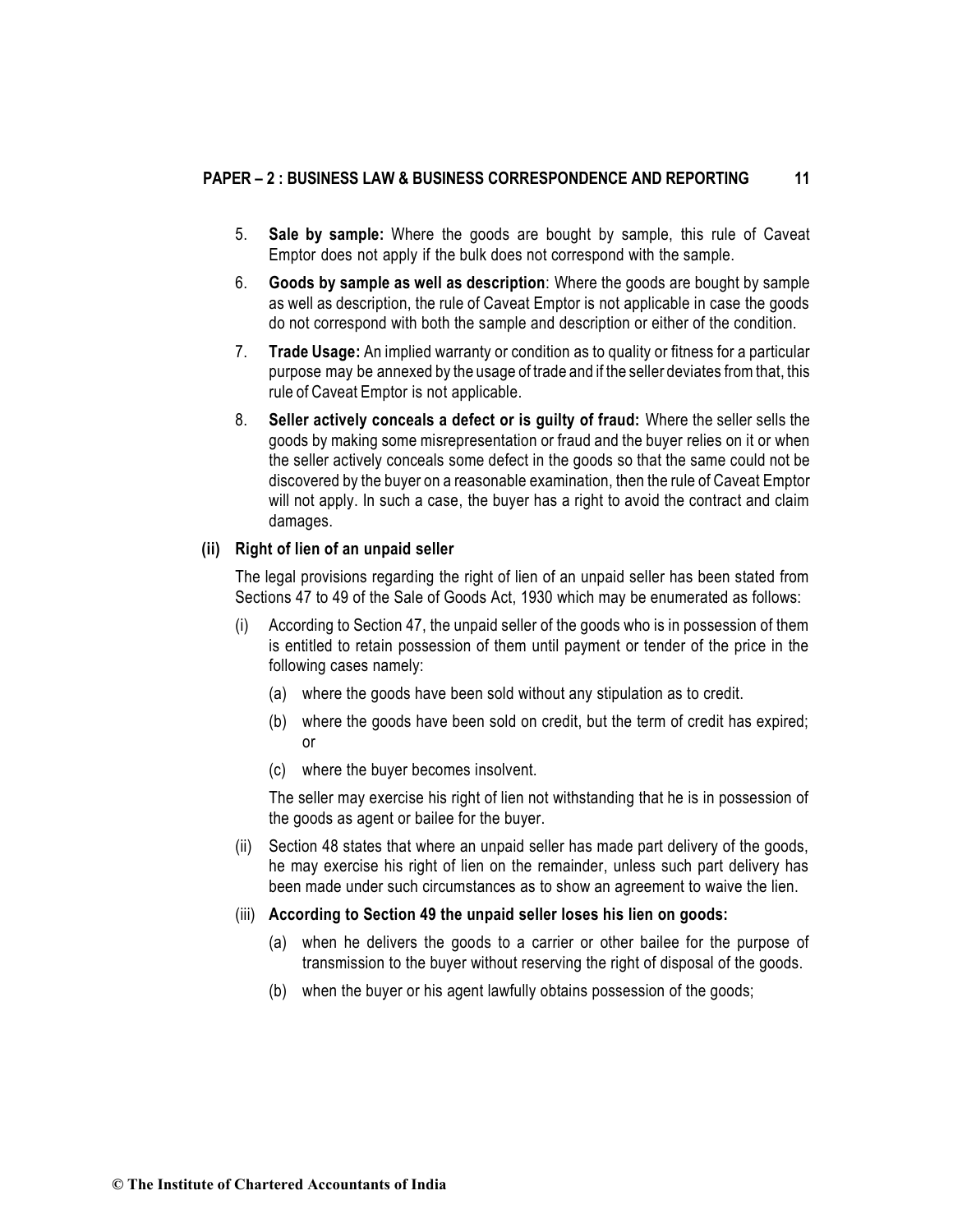5. **Sale by sample:** Where the goods are bought by sample, this rule of Caveat Emptor does not apply if the bulk does not correspond with the sample.

6. **Goods by sample as well as description**: Where the goods are bought by sample as well as description, the rule of Caveat Emptor is not applicable in case the goods do not correspond with both the sample and description or either of the condition.

7. **Trade Usage:** An implied warranty or condition as to quality or fitness for a particular purpose may be annexed by the usage of trade and if the seller deviates from that, this rule of Caveat Emptor is not applicable.

8. **Seller actively conceals a defect or is guilty of fraud:** Where the seller sells the goods by making some misrepresentation or fraud and the buyer relies on it or when the seller actively conceals some defect in the goods so that the same could not be discovered by the buyer on a reasonable examination, then the rule of Caveat Emptor will not apply. In such a case, the buyer has a right to avoid the contract and claim damages.

**(ii) Right of lien of an unpaid seller**

The legal provisions regarding the right of lien of an unpaid seller has been stated from Sections 47 to 49 of the Sale of Goods Act, 1930 which may be enumerated as follows:

(i) According to Section 47, the unpaid seller of the goods who is in possession of them is entitled to retain possession of them until payment or tender of the price in the following cases namely:

  (a) where the goods have been sold without any stipulation as to credit.

  (b) where the goods have been sold on credit, but the term of credit has expired; or

  (c) where the buyer becomes insolvent.

  The seller may exercise his right of lien not withstanding that he is in possession of the goods as agent or bailee for the buyer.

(ii) Section 48 states that where an unpaid seller has made part delivery of the goods, he may exercise his right of lien on the remainder, unless such part delivery has been made under such circumstances as to show an agreement to waive the lien.

(iii) **According to Section 49 the unpaid seller loses his lien on goods:**

  (a) when he delivers the goods to a carrier or other bailee for the purpose of transmission to the buyer without reserving the right of disposal of the goods.

  (b) when the buyer or his agent lawfully obtains possession of the goods;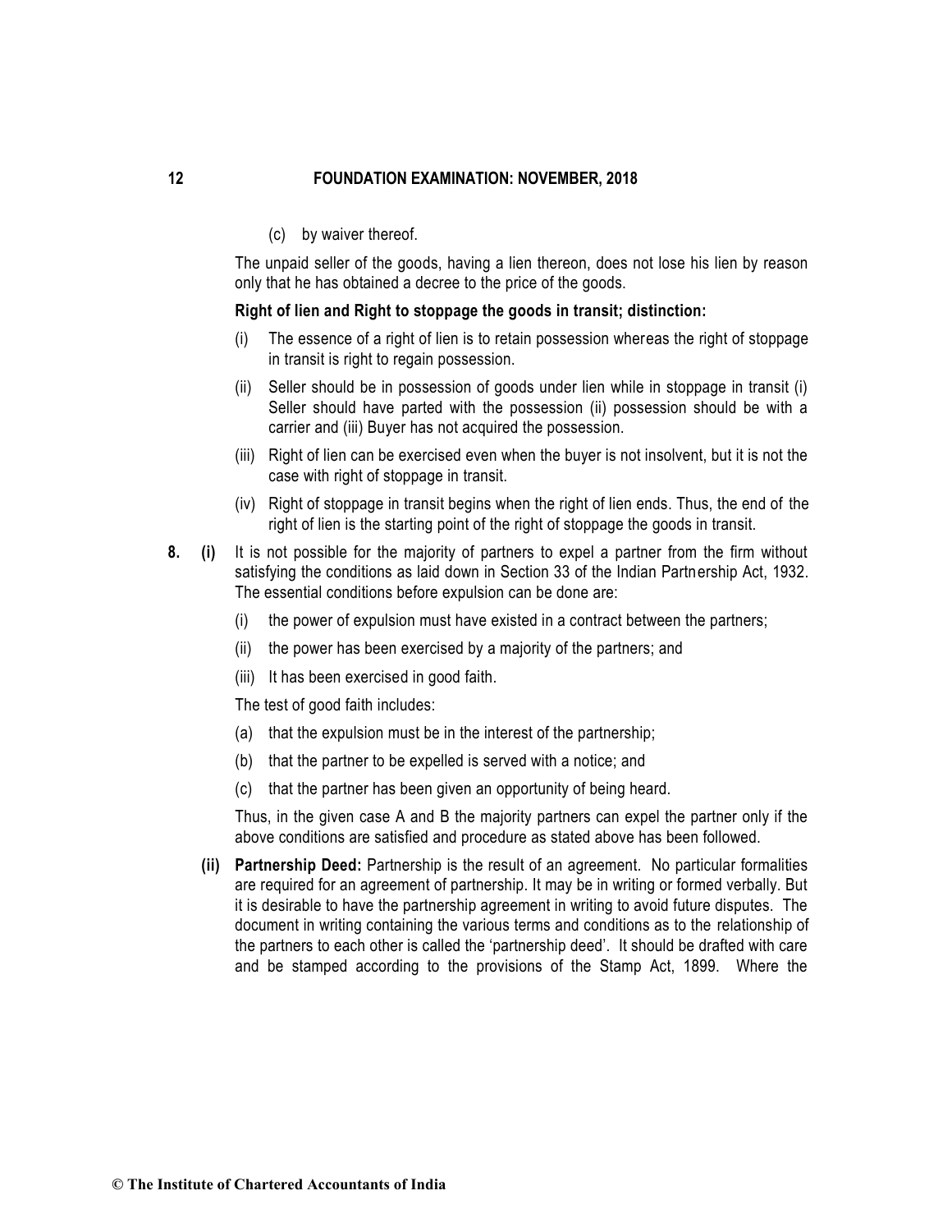(c) by waiver thereof.

The unpaid seller of the goods, having a lien thereon, does not lose his lien by reason only that he has obtained a decree to the price of the goods.

**Right of lien and Right to stoppage the goods in transit; distinction:**

(i) The essence of a right of lien is to retain possession whereas the right of stoppage in transit is right to regain possession.

(ii) Seller should be in possession of goods under lien while in stoppage in transit (i) Seller should have parted with the possession (ii) possession should be with a carrier and (iii) Buyer has not acquired the possession.

(iii) Right of lien can be exercised even when the buyer is not insolvent, but it is not the case with right of stoppage in transit.

(iv) Right of stoppage in transit begins when the right of lien ends. Thus, the end of the right of lien is the starting point of the right of stoppage the goods in transit.

**8. (i)** It is not possible for the majority of partners to expel a partner from the firm without satisfying the conditions as laid down in Section 33 of the Indian Partnership Act, 1932. The essential conditions before expulsion can be done are:

(i) the power of expulsion must have existed in a contract between the partners;

(ii) the power has been exercised by a majority of the partners; and

(iii) It has been exercised in good faith.

The test of good faith includes:

(a) that the expulsion must be in the interest of the partnership;

(b) that the partner to be expelled is served with a notice; and

(c) that the partner has been given an opportunity of being heard.

Thus, in the given case A and B the majority partners can expel the partner only if the above conditions are satisfied and procedure as stated above has been followed.

**(ii) Partnership Deed:** Partnership is the result of an agreement. No particular formalities are required for an agreement of partnership. It may be in writing or formed verbally. But it is desirable to have the partnership agreement in writing to avoid future disputes. The document in writing containing the various terms and conditions as to the relationship of the partners to each other is called the 'partnership deed'. It should be drafted with care and be stamped according to the provisions of the Stamp Act, 1899. Where the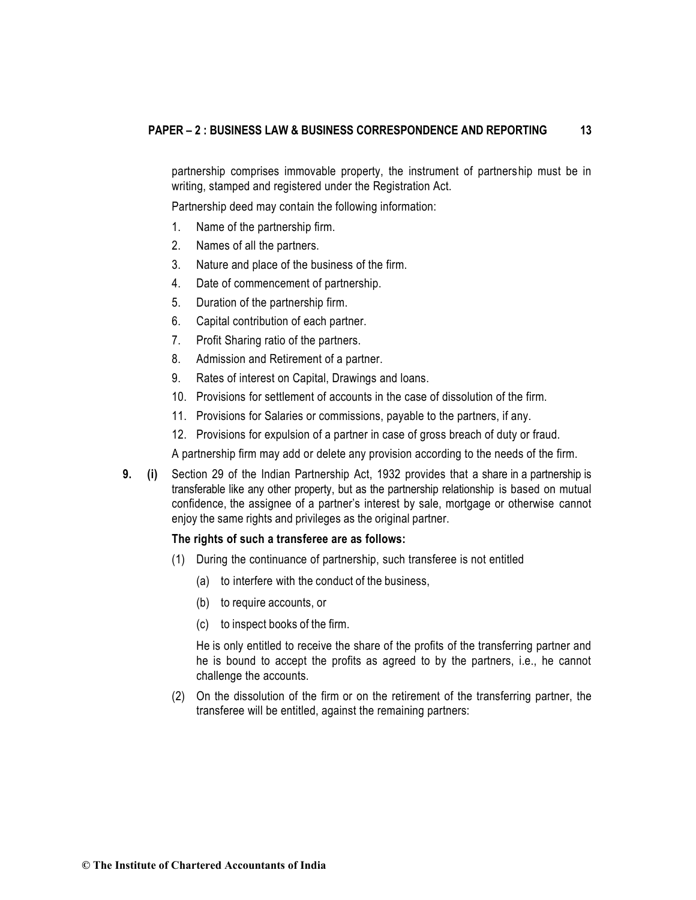partnership comprises immovable property, the instrument of partnership must be in writing, stamped and registered under the Registration Act.

Partnership deed may contain the following information:

1. Name of the partnership firm.
2. Names of all the partners.
3. Nature and place of the business of the firm.
4. Date of commencement of partnership.
5. Duration of the partnership firm.
6. Capital contribution of each partner.
7. Profit Sharing ratio of the partners.
8. Admission and Retirement of a partner.
9. Rates of interest on Capital, Drawings and loans.
10. Provisions for settlement of accounts in the case of dissolution of the firm.
11. Provisions for Salaries or commissions, payable to the partners, if any.
12. Provisions for expulsion of a partner in case of gross breach of duty or fraud.

A partnership firm may add or delete any provision according to the needs of the firm.

**9. (i)** Section 29 of the Indian Partnership Act, 1932 provides that a share in a partnership is transferable like any other property, but as the partnership relationship is based on mutual confidence, the assignee of a partner's interest by sale, mortgage or otherwise cannot enjoy the same rights and privileges as the original partner.

**The rights of such a transferee are as follows:**

(1) During the continuance of partnership, such transferee is not entitled

   (a) to interfere with the conduct of the business,

   (b) to require accounts, or

   (c) to inspect books of the firm.

   He is only entitled to receive the share of the profits of the transferring partner and he is bound to accept the profits as agreed to by the partners, i.e., he cannot challenge the accounts.

(2) On the dissolution of the firm or on the retirement of the transferring partner, the transferee will be entitled, against the remaining partners: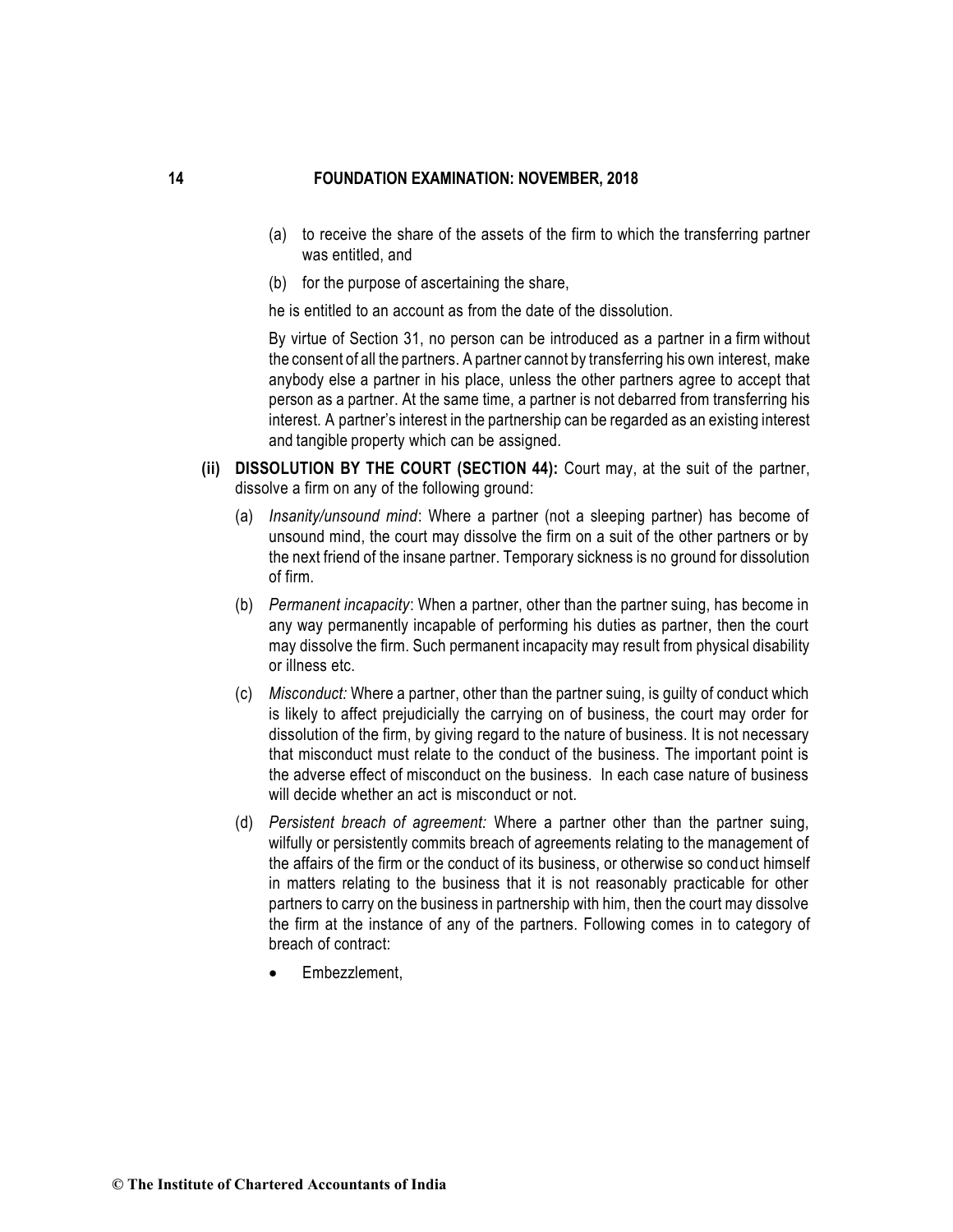(a) to receive the share of the assets of the firm to which the transferring partner was entitled, and

(b) for the purpose of ascertaining the share,

he is entitled to an account as from the date of the dissolution.

By virtue of Section 31, no person can be introduced as a partner in a firm without the consent of all the partners. A partner cannot by transferring his own interest, make anybody else a partner in his place, unless the other partners agree to accept that person as a partner. At the same time, a partner is not debarred from transferring his interest. A partner's interest in the partnership can be regarded as an existing interest and tangible property which can be assigned.

**(ii) DISSOLUTION BY THE COURT (SECTION 44):** Court may, at the suit of the partner, dissolve a firm on any of the following ground:

(a) *Insanity/unsound mind*: Where a partner (not a sleeping partner) has become of unsound mind, the court may dissolve the firm on a suit of the other partners or by the next friend of the insane partner. Temporary sickness is no ground for dissolution of firm.

(b) *Permanent incapacity*: When a partner, other than the partner suing, has become in any way permanently incapable of performing his duties as partner, then the court may dissolve the firm. Such permanent incapacity may result from physical disability or illness etc.

(c) *Misconduct:* Where a partner, other than the partner suing, is guilty of conduct which is likely to affect prejudicially the carrying on of business, the court may order for dissolution of the firm, by giving regard to the nature of business. It is not necessary that misconduct must relate to the conduct of the business. The important point is the adverse effect of misconduct on the business. In each case nature of business will decide whether an act is misconduct or not.

(d) *Persistent breach of agreement:* Where a partner other than the partner suing, wilfully or persistently commits breach of agreements relating to the management of the affairs of the firm or the conduct of its business, or otherwise so conduct himself in matters relating to the business that it is not reasonably practicable for other partners to carry on the business in partnership with him, then the court may dissolve the firm at the instance of any of the partners. Following comes in to category of breach of contract:

- Embezzlement,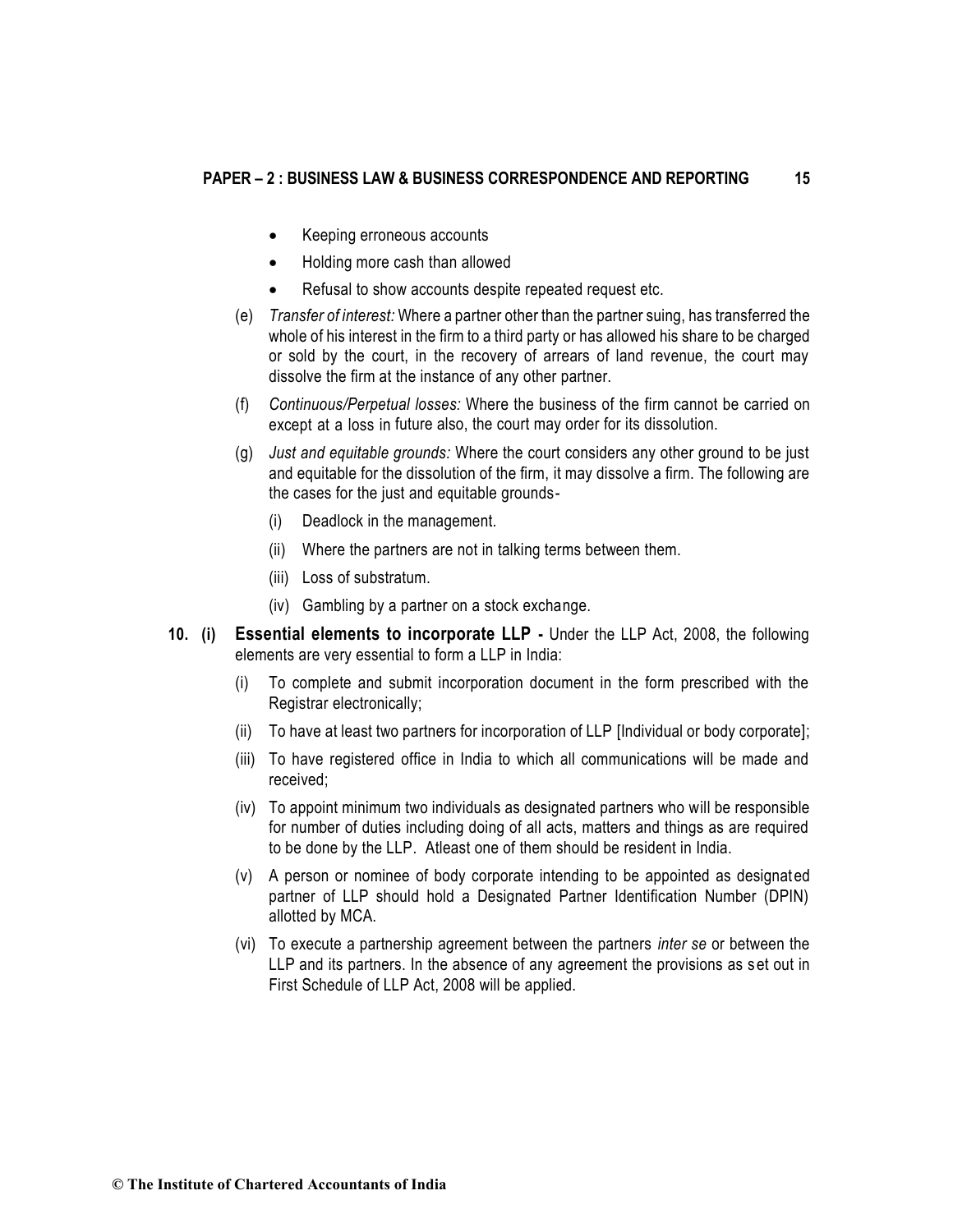- Keeping erroneous accounts
- Holding more cash than allowed
- Refusal to show accounts despite repeated request etc.

(e) *Transfer of interest:* Where a partner other than the partner suing, has transferred the whole of his interest in the firm to a third party or has allowed his share to be charged or sold by the court, in the recovery of arrears of land revenue, the court may dissolve the firm at the instance of any other partner.

(f) *Continuous/Perpetual losses:* Where the business of the firm cannot be carried on except at a loss in future also, the court may order for its dissolution.

(g) *Just and equitable grounds:* Where the court considers any other ground to be just and equitable for the dissolution of the firm, it may dissolve a firm. The following are the cases for the just and equitable grounds-

   (i) Deadlock in the management.

   (ii) Where the partners are not in talking terms between them.

   (iii) Loss of substratum.

   (iv) Gambling by a partner on a stock exchange.

**10. (i) Essential elements to incorporate LLP -** Under the LLP Act, 2008, the following elements are very essential to form a LLP in India:

(i) To complete and submit incorporation document in the form prescribed with the Registrar electronically;

(ii) To have at least two partners for incorporation of LLP [Individual or body corporate];

(iii) To have registered office in India to which all communications will be made and received;

(iv) To appoint minimum two individuals as designated partners who will be responsible for number of duties including doing of all acts, matters and things as are required to be done by the LLP. Atleast one of them should be resident in India.

(v) A person or nominee of body corporate intending to be appointed as designated partner of LLP should hold a Designated Partner Identification Number (DPIN) allotted by MCA.

(vi) To execute a partnership agreement between the partners *inter se* or between the LLP and its partners. In the absence of any agreement the provisions as set out in First Schedule of LLP Act, 2008 will be applied.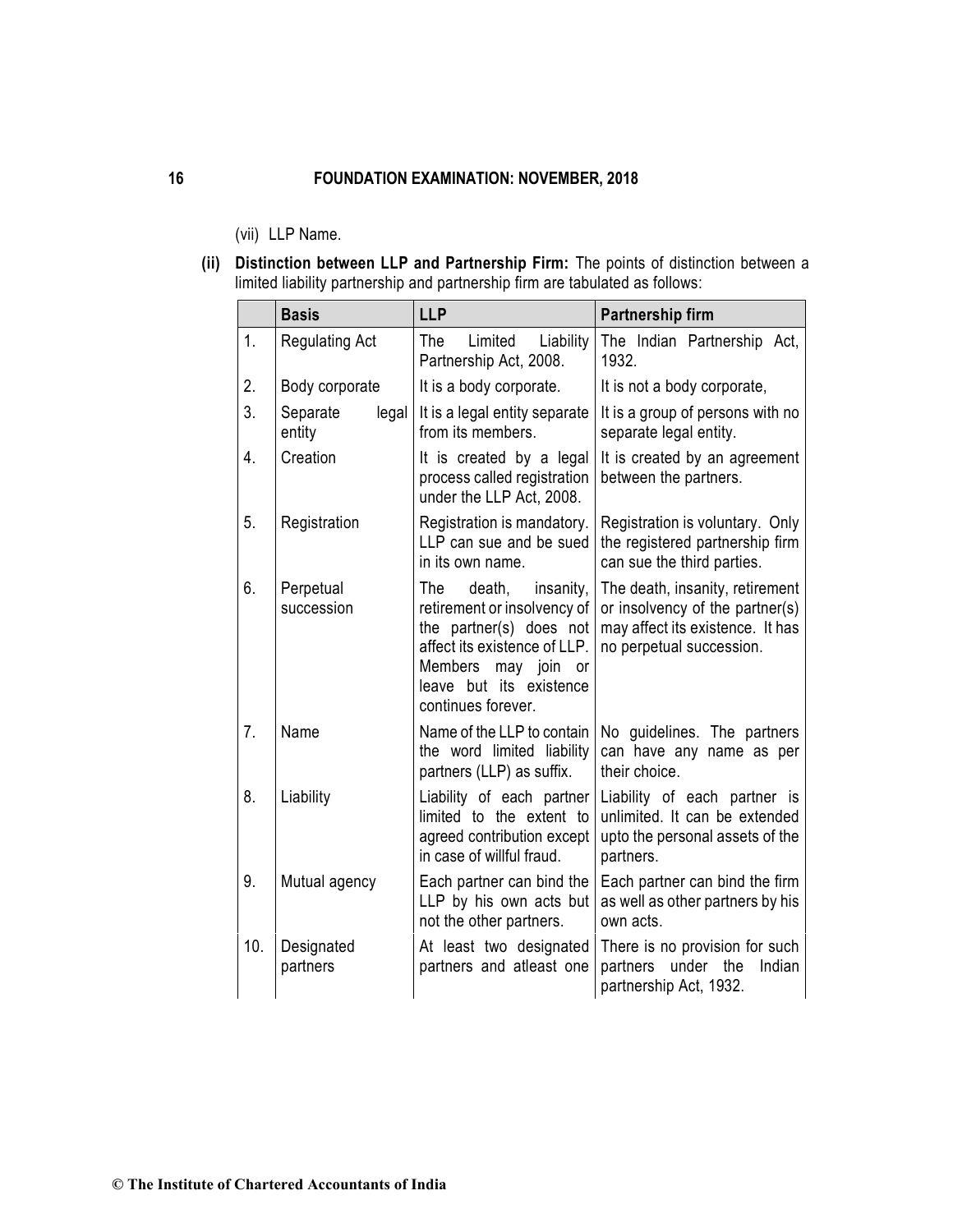(vii) LLP Name.

**(ii) Distinction between LLP and Partnership Firm:** The points of distinction between a limited liability partnership and partnership firm are tabulated as follows:

| | **Basis** | **LLP** | **Partnership firm** |
|---|---|---|---|
| 1. | Regulating Act | The Limited Liability Partnership Act, 2008. | The Indian Partnership Act, 1932. |
| 2. | Body corporate | It is a body corporate. | It is not a body corporate, |
| 3. | Separate legal entity | It is a legal entity separate from its members. | It is a group of persons with no separate legal entity. |
| 4. | Creation | It is created by a legal process called registration under the LLP Act, 2008. | It is created by an agreement between the partners. |
| 5. | Registration | Registration is mandatory. LLP can sue and be sued in its own name. | Registration is voluntary. Only the registered partnership firm can sue the third parties. |
| 6. | Perpetual succession | The death, insanity, retirement or insolvency of the partner(s) does not affect its existence of LLP. Members may join or leave but its existence continues forever. | The death, insanity, retirement or insolvency of the partner(s) may affect its existence. It has no perpetual succession. |
| 7. | Name | Name of the LLP to contain the word limited liability partners (LLP) as suffix. | No guidelines. The partners can have any name as per their choice. |
| 8. | Liability | Liability of each partner limited to the extent to agreed contribution except in case of willful fraud. | Liability of each partner is unlimited. It can be extended upto the personal assets of the partners. |
| 9. | Mutual agency | Each partner can bind the LLP by his own acts but not the other partners. | Each partner can bind the firm as well as other partners by his own acts. |
| 10. | Designated partners | At least two designated partners and atleast one | There is no provision for such partners under the Indian partnership Act, 1932. |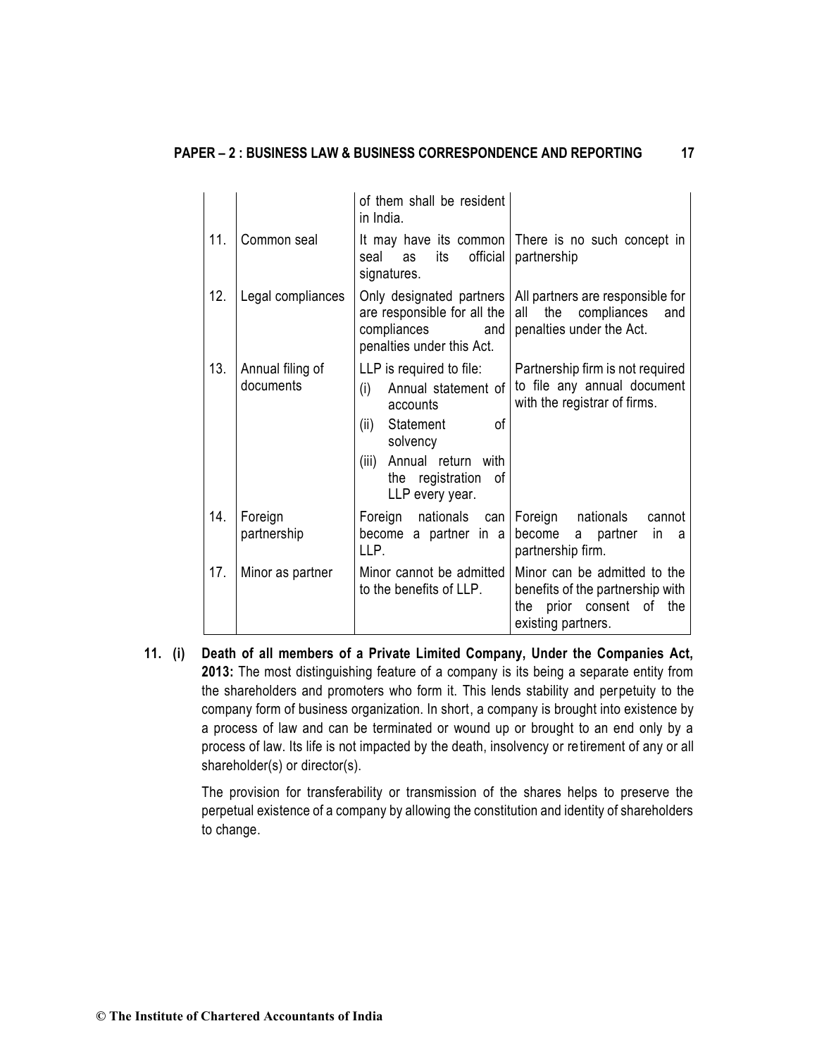|  |  | of them shall be resident in India. |  |
|---|---|---|---|
| 11. | Common seal | It may have its common seal as its official signatures. | There is no such concept in partnership |
| 12. | Legal compliances | Only designated partners are responsible for all the compliances and penalties under this Act. | All partners are responsible for all the compliances and penalties under the Act. |
| 13. | Annual filing of documents | LLP is required to file: (i) Annual statement of accounts (ii) Statement of solvency (iii) Annual return with the registration of LLP every year. | Partnership firm is not required to file any annual document with the registrar of firms. |
| 14. | Foreign partnership | Foreign nationals can become a partner in a LLP. | Foreign nationals cannot become a partner in a partnership firm. |
| 17. | Minor as partner | Minor cannot be admitted to the benefits of LLP. | Minor can be admitted to the benefits of the partnership with the prior consent of the existing partners. |

**11. (i) Death of all members of a Private Limited Company, Under the Companies Act, 2013:** The most distinguishing feature of a company is its being a separate entity from the shareholders and promoters who form it. This lends stability and perpetuity to the company form of business organization. In short, a company is brought into existence by a process of law and can be terminated or wound up or brought to an end only by a process of law. Its life is not impacted by the death, insolvency or retirement of any or all shareholder(s) or director(s).

The provision for transferability or transmission of the shares helps to preserve the perpetual existence of a company by allowing the constitution and identity of shareholders to change.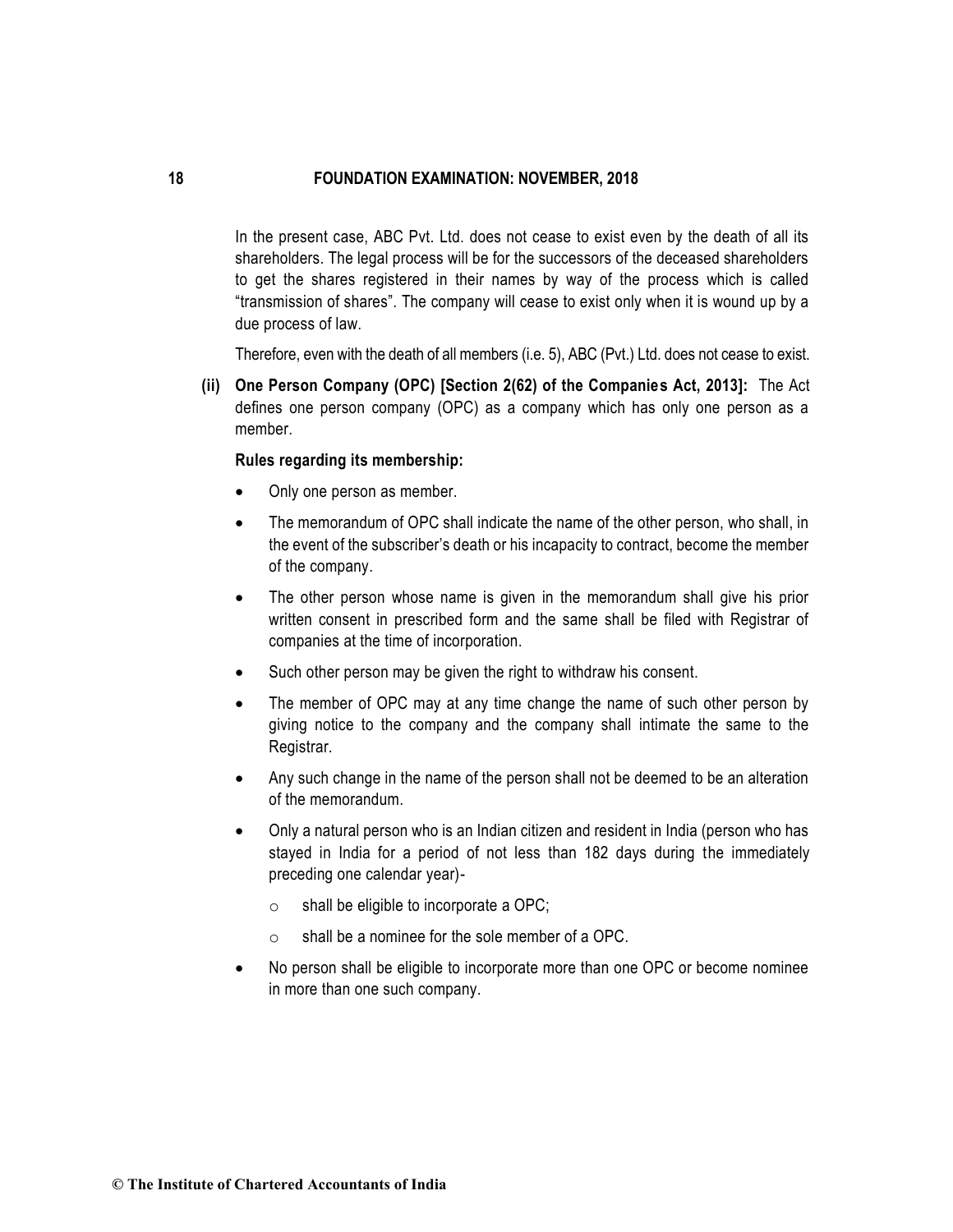In the present case, ABC Pvt. Ltd. does not cease to exist even by the death of all its shareholders. The legal process will be for the successors of the deceased shareholders to get the shares registered in their names by way of the process which is called "transmission of shares". The company will cease to exist only when it is wound up by a due process of law.

Therefore, even with the death of all members (i.e. 5), ABC (Pvt.) Ltd. does not cease to exist.

**(ii) One Person Company (OPC) [Section 2(62) of the Companies Act, 2013]:** The Act defines one person company (OPC) as a company which has only one person as a member.

**Rules regarding its membership:**

- Only one person as member.
- The memorandum of OPC shall indicate the name of the other person, who shall, in the event of the subscriber's death or his incapacity to contract, become the member of the company.
- The other person whose name is given in the memorandum shall give his prior written consent in prescribed form and the same shall be filed with Registrar of companies at the time of incorporation.
- Such other person may be given the right to withdraw his consent.
- The member of OPC may at any time change the name of such other person by giving notice to the company and the company shall intimate the same to the Registrar.
- Any such change in the name of the person shall not be deemed to be an alteration of the memorandum.
- Only a natural person who is an Indian citizen and resident in India (person who has stayed in India for a period of not less than 182 days during the immediately preceding one calendar year)-
    - shall be eligible to incorporate a OPC;
    - shall be a nominee for the sole member of a OPC.
- No person shall be eligible to incorporate more than one OPC or become nominee in more than one such company.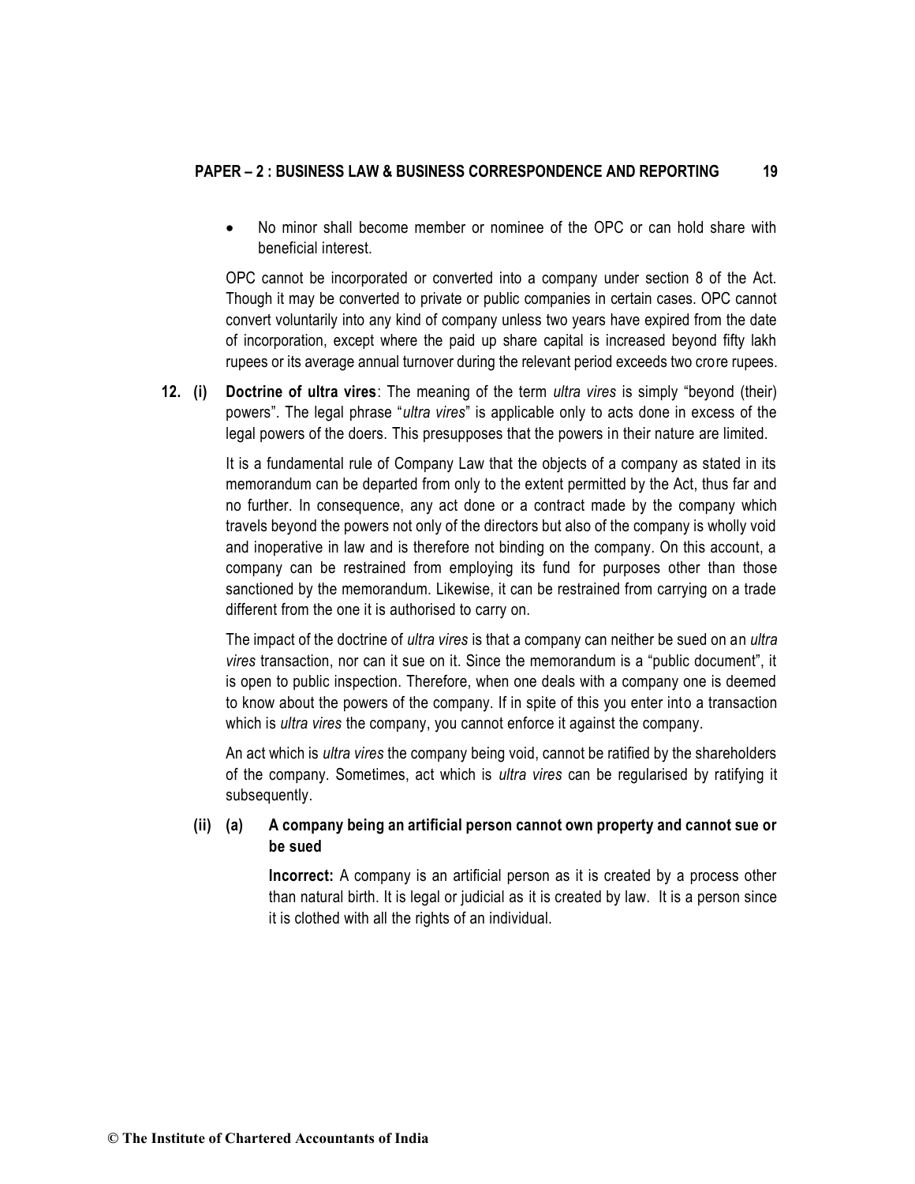- No minor shall become member or nominee of the OPC or can hold share with beneficial interest.

OPC cannot be incorporated or converted into a company under section 8 of the Act. Though it may be converted to private or public companies in certain cases. OPC cannot convert voluntarily into any kind of company unless two years have expired from the date of incorporation, except where the paid up share capital is increased beyond fifty lakh rupees or its average annual turnover during the relevant period exceeds two crore rupees.

**12. (i) Doctrine of ultra vires**: The meaning of the term *ultra vires* is simply "beyond (their) powers". The legal phrase "*ultra vires*" is applicable only to acts done in excess of the legal powers of the doers. This presupposes that the powers in their nature are limited.

It is a fundamental rule of Company Law that the objects of a company as stated in its memorandum can be departed from only to the extent permitted by the Act, thus far and no further. In consequence, any act done or a contract made by the company which travels beyond the powers not only of the directors but also of the company is wholly void and inoperative in law and is therefore not binding on the company. On this account, a company can be restrained from employing its fund for purposes other than those sanctioned by the memorandum. Likewise, it can be restrained from carrying on a trade different from the one it is authorised to carry on.

The impact of the doctrine of *ultra vires* is that a company can neither be sued on an *ultra vires* transaction, nor can it sue on it. Since the memorandum is a "public document", it is open to public inspection. Therefore, when one deals with a company one is deemed to know about the powers of the company. If in spite of this you enter into a transaction which is *ultra vires* the company, you cannot enforce it against the company.

An act which is *ultra vires* the company being void, cannot be ratified by the shareholders of the company. Sometimes, act which is *ultra vires* can be regularised by ratifying it subsequently.

**(ii) (a) A company being an artificial person cannot own property and cannot sue or be sued**

**Incorrect:** A company is an artificial person as it is created by a process other than natural birth. It is legal or judicial as it is created by law. It is a person since it is clothed with all the rights of an individual.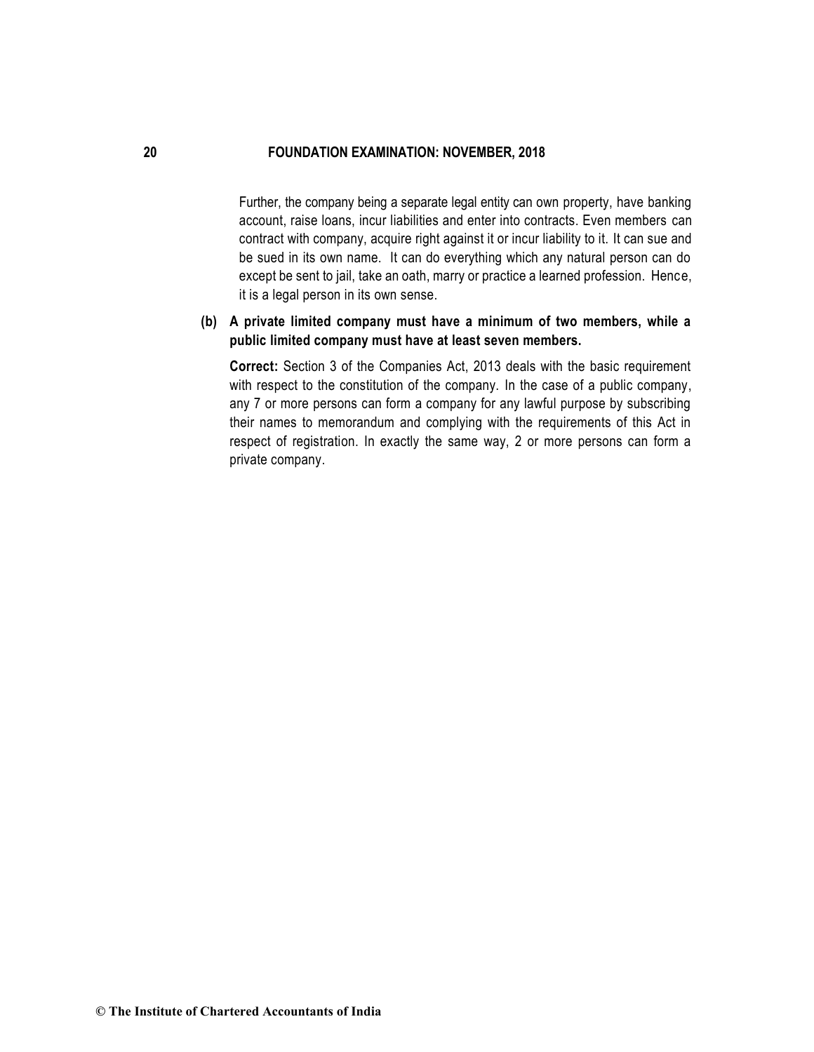Further, the company being a separate legal entity can own property, have banking account, raise loans, incur liabilities and enter into contracts. Even members can contract with company, acquire right against it or incur liability to it. It can sue and be sued in its own name. It can do everything which any natural person can do except be sent to jail, take an oath, marry or practice a learned profession. Hence, it is a legal person in its own sense.

**(b) A private limited company must have a minimum of two members, while a public limited company must have at least seven members.**

**Correct:** Section 3 of the Companies Act, 2013 deals with the basic requirement with respect to the constitution of the company. In the case of a public company, any 7 or more persons can form a company for any lawful purpose by subscribing their names to memorandum and complying with the requirements of this Act in respect of registration. In exactly the same way, 2 or more persons can form a private company.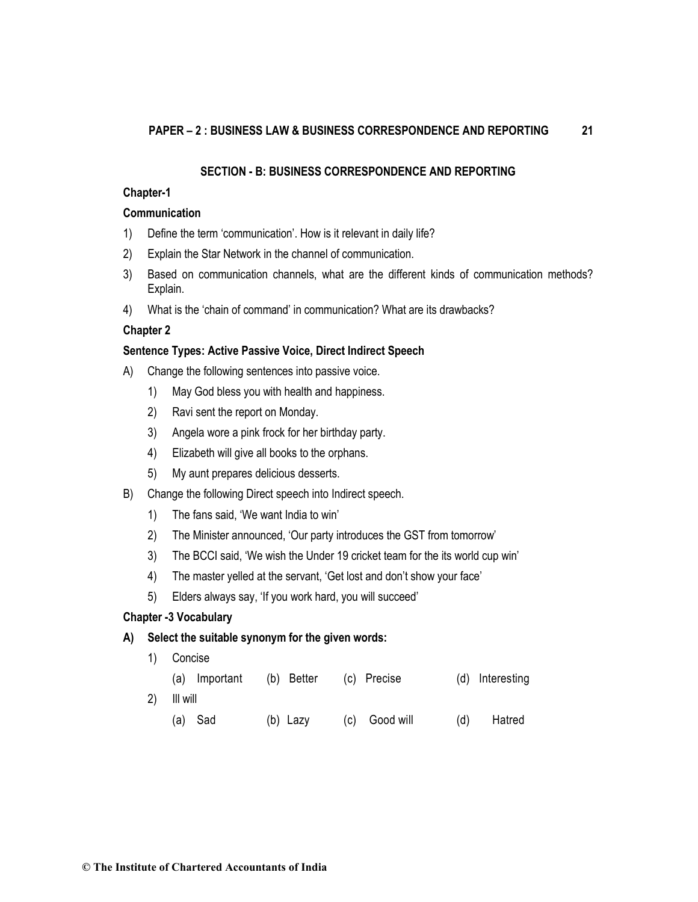## SECTION - B: BUSINESS CORRESPONDENCE AND REPORTING

### Chapter-1

### Communication

1) Define the term 'communication'. How is it relevant in daily life?
2) Explain the Star Network in the channel of communication.
3) Based on communication channels, what are the different kinds of communication methods? Explain.
4) What is the 'chain of command' in communication? What are its drawbacks?

### Chapter 2

### Sentence Types: Active Passive Voice, Direct Indirect Speech

A) Change the following sentences into passive voice.

   1) May God bless you with health and happiness.
   2) Ravi sent the report on Monday.
   3) Angela wore a pink frock for her birthday party.
   4) Elizabeth will give all books to the orphans.
   5) My aunt prepares delicious desserts.

B) Change the following Direct speech into Indirect speech.

   1) The fans said, 'We want India to win'
   2) The Minister announced, 'Our party introduces the GST from tomorrow'
   3) The BCCI said, 'We wish the Under 19 cricket team for the its world cup win'
   4) The master yelled at the servant, 'Get lost and don't show your face'
   5) Elders always say, 'If you work hard, you will succeed'

### Chapter -3 Vocabulary

**A) Select the suitable synonym for the given words:**

   1) Concise

      (a) Important (b) Better (c) Precise (d) Interesting

   2) Ill will

      (a) Sad (b) Lazy (c) Good will (d) Hatred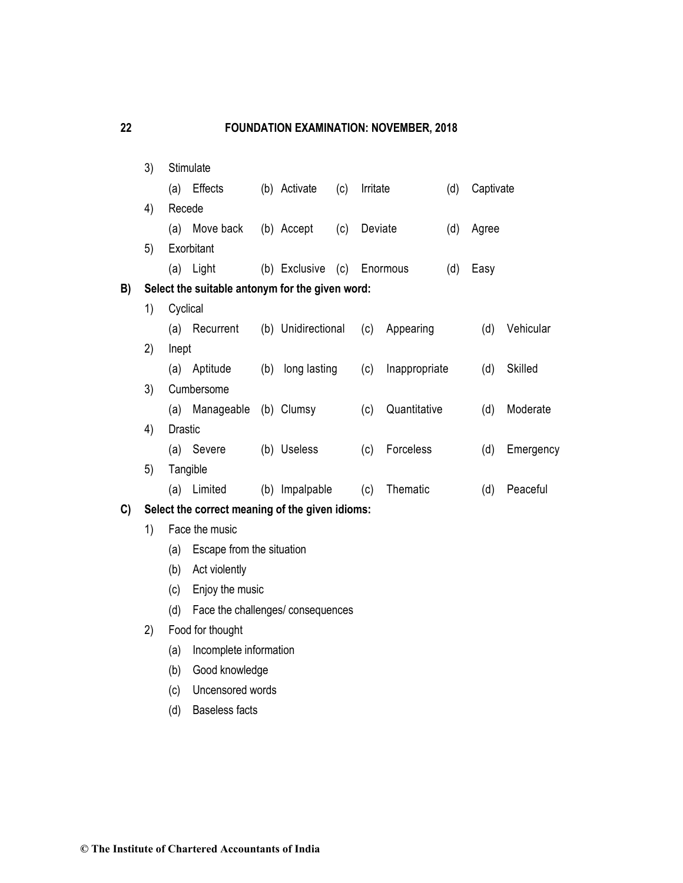3) Stimulate

(a) Effects (b) Activate (c) Irritate (d) Captivate

4) Recede

(a) Move back (b) Accept (c) Deviate (d) Agree

5) Exorbitant

(a) Light (b) Exclusive (c) Enormous (d) Easy

**B) Select the suitable antonym for the given word:**

1) Cyclical

(a) Recurrent (b) Unidirectional (c) Appearing (d) Vehicular

2) Inept

(a) Aptitude (b) long lasting (c) Inappropriate (d) Skilled

3) Cumbersome

(a) Manageable (b) Clumsy (c) Quantitative (d) Moderate

4) Drastic

(a) Severe (b) Useless (c) Forceless (d) Emergency

5) Tangible

(a) Limited (b) Impalpable (c) Thematic (d) Peaceful

**C) Select the correct meaning of the given idioms:**

1) Face the music

(a) Escape from the situation

(b) Act violently

(c) Enjoy the music

(d) Face the challenges/ consequences

2) Food for thought

(a) Incomplete information

(b) Good knowledge

(c) Uncensored words

(d) Baseless facts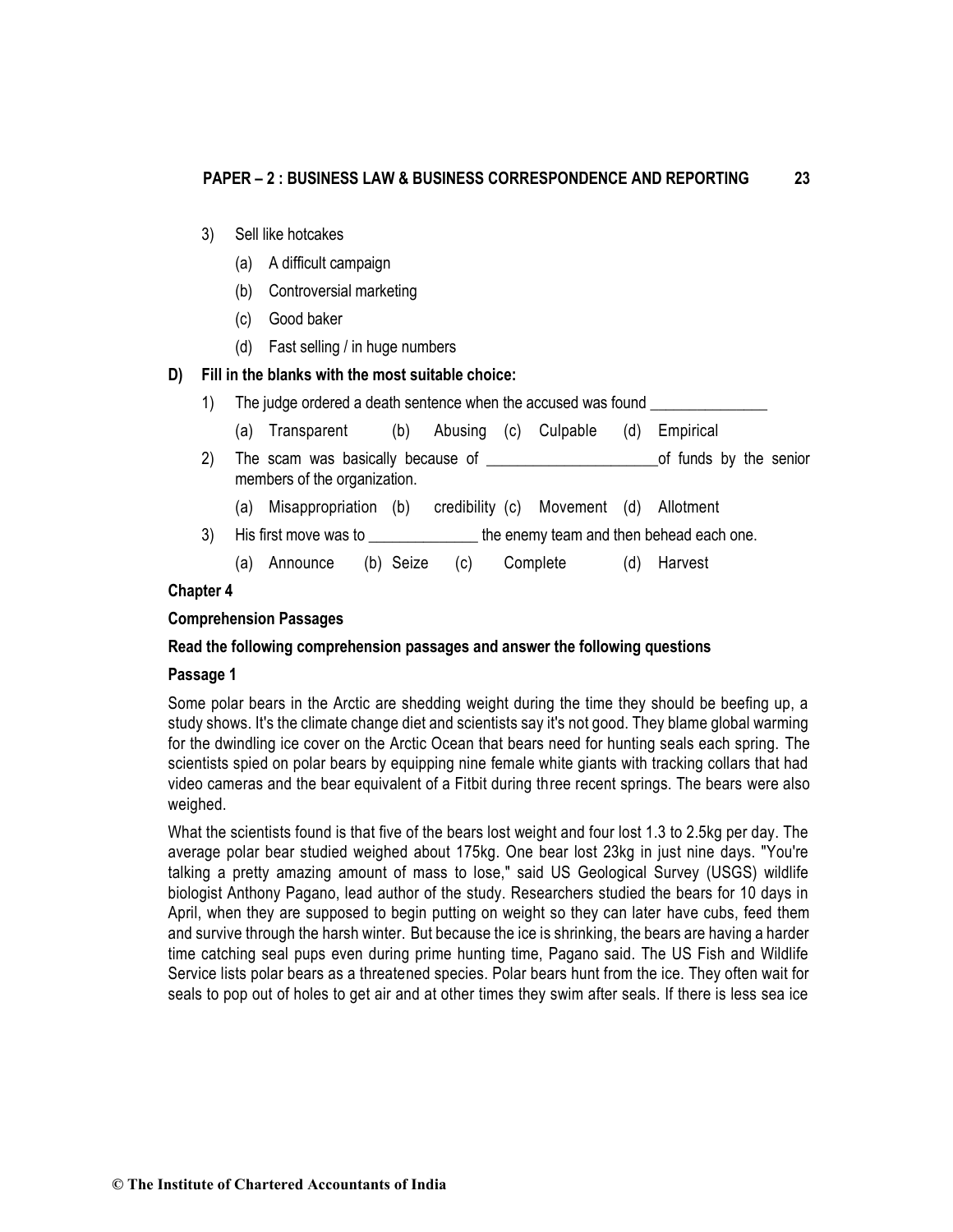3) Sell like hotcakes

   (a) A difficult campaign

   (b) Controversial marketing

   (c) Good baker

   (d) Fast selling / in huge numbers

**D) Fill in the blanks with the most suitable choice:**

1) The judge ordered a death sentence when the accused was found _______________

   (a) Transparent (b) Abusing (c) Culpable (d) Empirical

2) The scam was basically because of ______________________of funds by the senior members of the organization.

   (a) Misappropriation (b) credibility (c) Movement (d) Allotment

3) His first move was to ______________ the enemy team and then behead each one.

   (a) Announce (b) Seize (c) Complete (d) Harvest

**Chapter 4**

**Comprehension Passages**

**Read the following comprehension passages and answer the following questions**

**Passage 1**

Some polar bears in the Arctic are shedding weight during the time they should be beefing up, a study shows. It's the climate change diet and scientists say it's not good. They blame global warming for the dwindling ice cover on the Arctic Ocean that bears need for hunting seals each spring. The scientists spied on polar bears by equipping nine female white giants with tracking collars that had video cameras and the bear equivalent of a Fitbit during three recent springs. The bears were also weighed.

What the scientists found is that five of the bears lost weight and four lost 1.3 to 2.5kg per day. The average polar bear studied weighed about 175kg. One bear lost 23kg in just nine days. "You're talking a pretty amazing amount of mass to lose," said US Geological Survey (USGS) wildlife biologist Anthony Pagano, lead author of the study. Researchers studied the bears for 10 days in April, when they are supposed to begin putting on weight so they can later have cubs, feed them and survive through the harsh winter. But because the ice is shrinking, the bears are having a harder time catching seal pups even during prime hunting time, Pagano said. The US Fish and Wildlife Service lists polar bears as a threatened species. Polar bears hunt from the ice. They often wait for seals to pop out of holes to get air and at other times they swim after seals. If there is less sea ice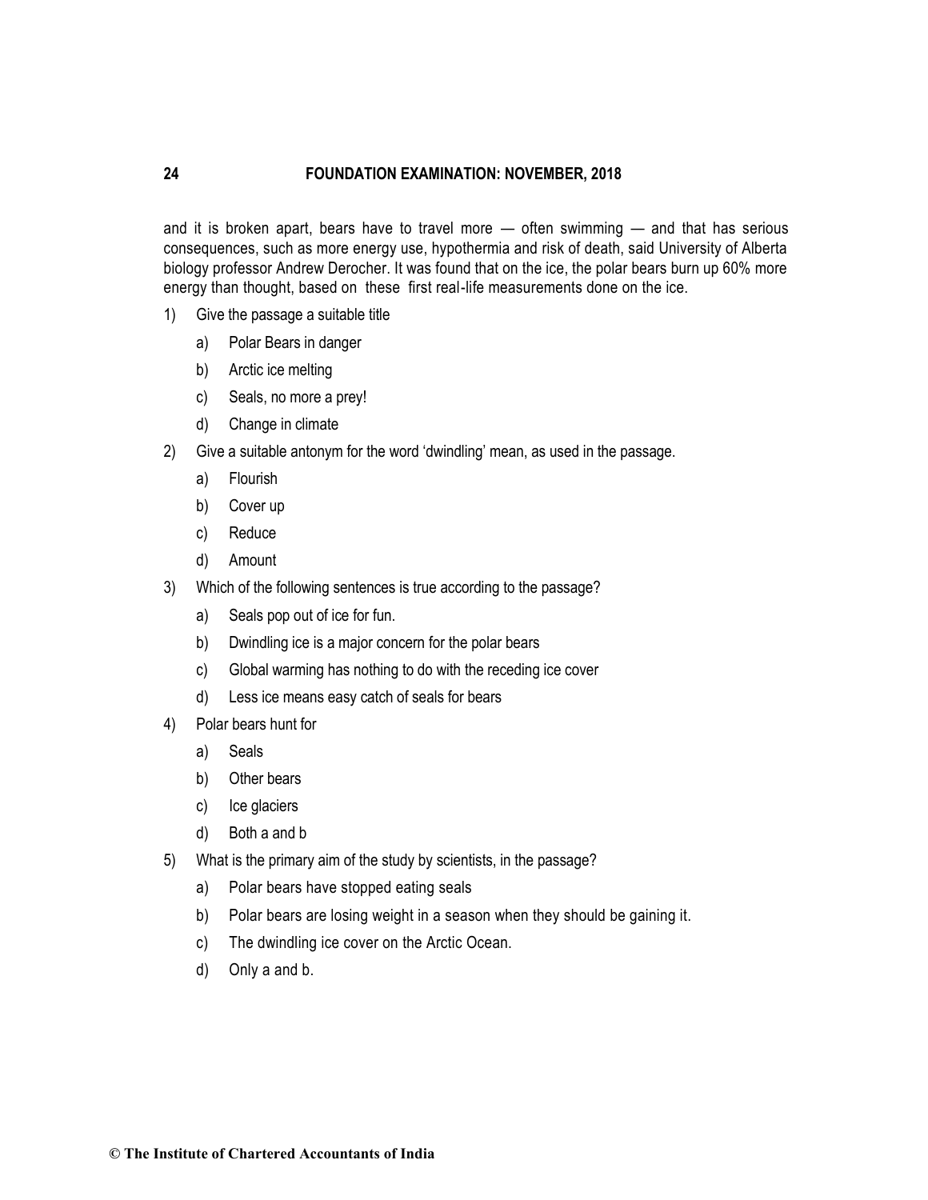and it is broken apart, bears have to travel more — often swimming — and that has serious consequences, such as more energy use, hypothermia and risk of death, said University of Alberta biology professor Andrew Derocher. It was found that on the ice, the polar bears burn up 60% more energy than thought, based on these first real-life measurements done on the ice.

1) Give the passage a suitable title

   a) Polar Bears in danger

   b) Arctic ice melting

   c) Seals, no more a prey!

   d) Change in climate

2) Give a suitable antonym for the word 'dwindling' mean, as used in the passage.

   a) Flourish

   b) Cover up

   c) Reduce

   d) Amount

3) Which of the following sentences is true according to the passage?

   a) Seals pop out of ice for fun.

   b) Dwindling ice is a major concern for the polar bears

   c) Global warming has nothing to do with the receding ice cover

   d) Less ice means easy catch of seals for bears

4) Polar bears hunt for

   a) Seals

   b) Other bears

   c) Ice glaciers

   d) Both a and b

5) What is the primary aim of the study by scientists, in the passage?

   a) Polar bears have stopped eating seals

   b) Polar bears are losing weight in a season when they should be gaining it.

   c) The dwindling ice cover on the Arctic Ocean.

   d) Only a and b.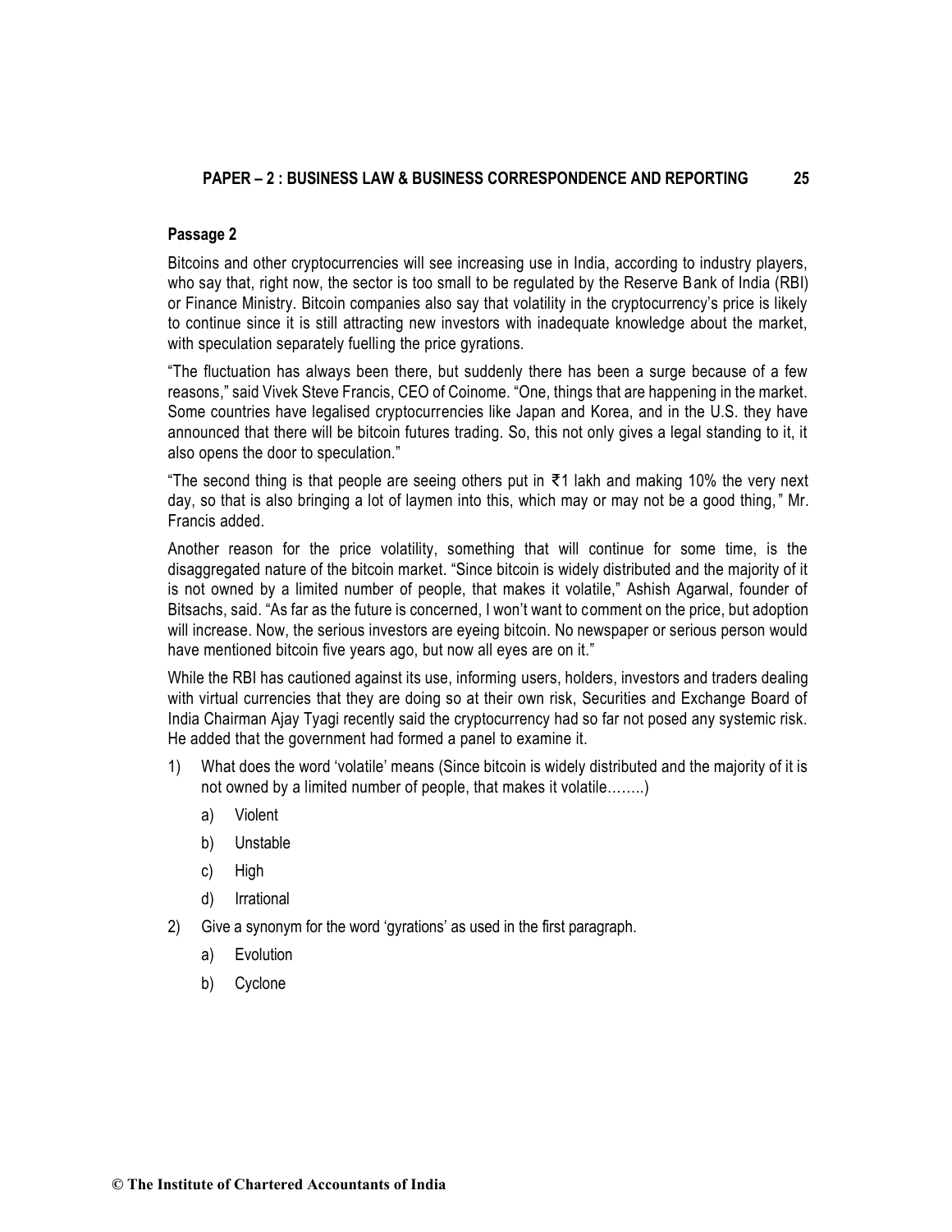**Passage 2**

Bitcoins and other cryptocurrencies will see increasing use in India, according to industry players, who say that, right now, the sector is too small to be regulated by the Reserve Bank of India (RBI) or Finance Ministry. Bitcoin companies also say that volatility in the cryptocurrency's price is likely to continue since it is still attracting new investors with inadequate knowledge about the market, with speculation separately fuelling the price gyrations.

"The fluctuation has always been there, but suddenly there has been a surge because of a few reasons," said Vivek Steve Francis, CEO of Coinome. "One, things that are happening in the market. Some countries have legalised cryptocurrencies like Japan and Korea, and in the U.S. they have announced that there will be bitcoin futures trading. So, this not only gives a legal standing to it, it also opens the door to speculation."

"The second thing is that people are seeing others put in ₹1 lakh and making 10% the very next day, so that is also bringing a lot of laymen into this, which may or may not be a good thing," Mr. Francis added.

Another reason for the price volatility, something that will continue for some time, is the disaggregated nature of the bitcoin market. "Since bitcoin is widely distributed and the majority of it is not owned by a limited number of people, that makes it volatile," Ashish Agarwal, founder of Bitsachs, said. "As far as the future is concerned, I won't want to comment on the price, but adoption will increase. Now, the serious investors are eyeing bitcoin. No newspaper or serious person would have mentioned bitcoin five years ago, but now all eyes are on it."

While the RBI has cautioned against its use, informing users, holders, investors and traders dealing with virtual currencies that they are doing so at their own risk, Securities and Exchange Board of India Chairman Ajay Tyagi recently said the cryptocurrency had so far not posed any systemic risk. He added that the government had formed a panel to examine it.

1) What does the word 'volatile' means (Since bitcoin is widely distributed and the majority of it is not owned by a limited number of people, that makes it volatile……..)

   a) Violent

   b) Unstable

   c) High

   d) Irrational

2) Give a synonym for the word 'gyrations' as used in the first paragraph.

   a) Evolution

   b) Cyclone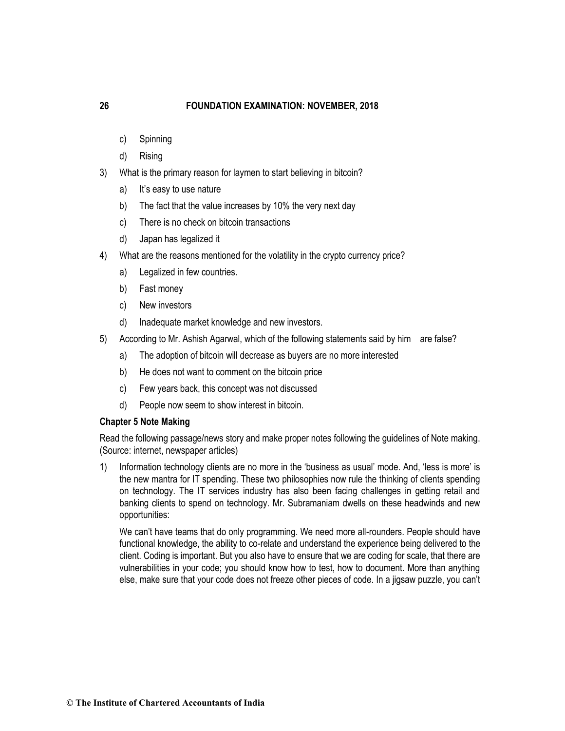c) Spinning

d) Rising

3) What is the primary reason for laymen to start believing in bitcoin?

   a) It's easy to use nature

   b) The fact that the value increases by 10% the very next day

   c) There is no check on bitcoin transactions

   d) Japan has legalized it

4) What are the reasons mentioned for the volatility in the crypto currency price?

   a) Legalized in few countries.

   b) Fast money

   c) New investors

   d) Inadequate market knowledge and new investors.

5) According to Mr. Ashish Agarwal, which of the following statements said by him are false?

   a) The adoption of bitcoin will decrease as buyers are no more interested

   b) He does not want to comment on the bitcoin price

   c) Few years back, this concept was not discussed

   d) People now seem to show interest in bitcoin.

**Chapter 5 Note Making**

Read the following passage/news story and make proper notes following the guidelines of Note making. (Source: internet, newspaper articles)

1) Information technology clients are no more in the 'business as usual' mode. And, 'less is more' is the new mantra for IT spending. These two philosophies now rule the thinking of clients spending on technology. The IT services industry has also been facing challenges in getting retail and banking clients to spend on technology. Mr. Subramaniam dwells on these headwinds and new opportunities:

   We can't have teams that do only programming. We need more all-rounders. People should have functional knowledge, the ability to co-relate and understand the experience being delivered to the client. Coding is important. But you also have to ensure that we are coding for scale, that there are vulnerabilities in your code; you should know how to test, how to document. More than anything else, make sure that your code does not freeze other pieces of code. In a jigsaw puzzle, you can't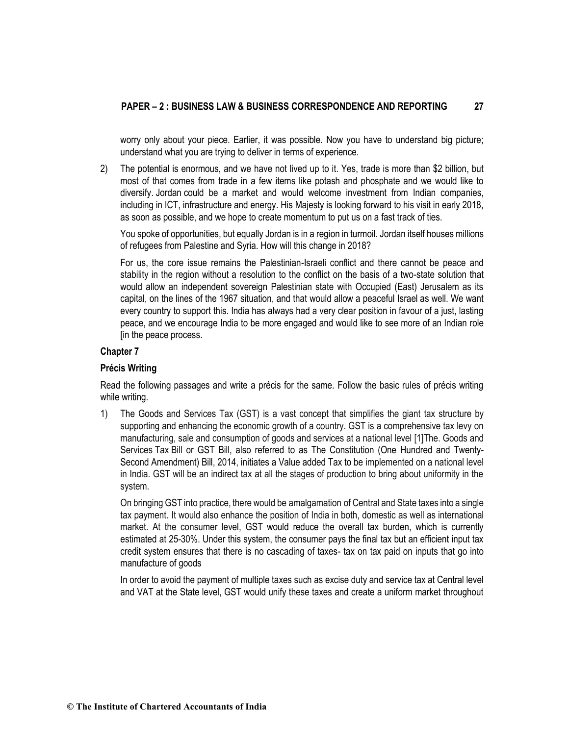worry only about your piece. Earlier, it was possible. Now you have to understand big picture; understand what you are trying to deliver in terms of experience.

2) The potential is enormous, and we have not lived up to it. Yes, trade is more than $2 billion, but most of that comes from trade in a few items like potash and phosphate and we would like to diversify. Jordan could be a market and would welcome investment from Indian companies, including in ICT, infrastructure and energy. His Majesty is looking forward to his visit in early 2018, as soon as possible, and we hope to create momentum to put us on a fast track of ties.

   You spoke of opportunities, but equally Jordan is in a region in turmoil. Jordan itself houses millions of refugees from Palestine and Syria. How will this change in 2018?

   For us, the core issue remains the Palestinian-Israeli conflict and there cannot be peace and stability in the region without a resolution to the conflict on the basis of a two-state solution that would allow an independent sovereign Palestinian state with Occupied (East) Jerusalem as its capital, on the lines of the 1967 situation, and that would allow a peaceful Israel as well. We want every country to support this. India has always had a very clear position in favour of a just, lasting peace, and we encourage India to be more engaged and would like to see more of an Indian role [in the peace process.

**Chapter 7**

**Précis Writing**

Read the following passages and write a précis for the same. Follow the basic rules of précis writing while writing.

1) The Goods and Services Tax (GST) is a vast concept that simplifies the giant tax structure by supporting and enhancing the economic growth of a country. GST is a comprehensive tax levy on manufacturing, sale and consumption of goods and services at a national level [1]The. Goods and Services Tax Bill or GST Bill, also referred to as The Constitution (One Hundred and Twenty-Second Amendment) Bill, 2014, initiates a Value added Tax to be implemented on a national level in India. GST will be an indirect tax at all the stages of production to bring about uniformity in the system.

   On bringing GST into practice, there would be amalgamation of Central and State taxes into a single tax payment. It would also enhance the position of India in both, domestic as well as international market. At the consumer level, GST would reduce the overall tax burden, which is currently estimated at 25-30%. Under this system, the consumer pays the final tax but an efficient input tax credit system ensures that there is no cascading of taxes- tax on tax paid on inputs that go into manufacture of goods

   In order to avoid the payment of multiple taxes such as excise duty and service tax at Central level and VAT at the State level, GST would unify these taxes and create a uniform market throughout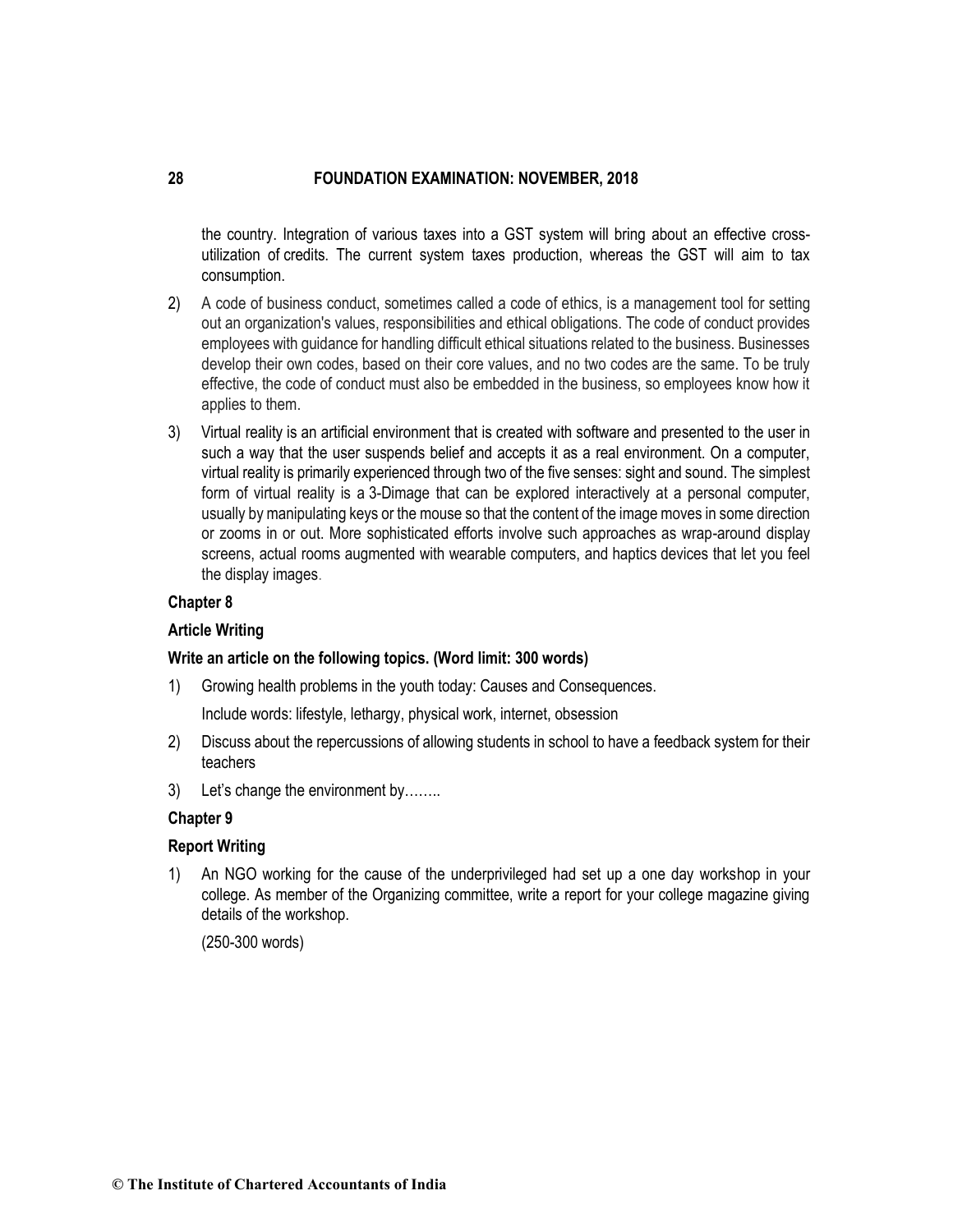the country. Integration of various taxes into a GST system will bring about an effective cross-utilization of credits. The current system taxes production, whereas the GST will aim to tax consumption.

2) A code of business conduct, sometimes called a code of ethics, is a management tool for setting out an organization's values, responsibilities and ethical obligations. The code of conduct provides employees with guidance for handling difficult ethical situations related to the business. Businesses develop their own codes, based on their core values, and no two codes are the same. To be truly effective, the code of conduct must also be embedded in the business, so employees know how it applies to them.

3) Virtual reality is an artificial environment that is created with software and presented to the user in such a way that the user suspends belief and accepts it as a real environment. On a computer, virtual reality is primarily experienced through two of the five senses: sight and sound. The simplest form of virtual reality is a 3-Dimage that can be explored interactively at a personal computer, usually by manipulating keys or the mouse so that the content of the image moves in some direction or zooms in or out. More sophisticated efforts involve such approaches as wrap-around display screens, actual rooms augmented with wearable computers, and haptics devices that let you feel the display images.

**Chapter 8**

**Article Writing**

**Write an article on the following topics. (Word limit: 300 words)**

1) Growing health problems in the youth today: Causes and Consequences.

   Include words: lifestyle, lethargy, physical work, internet, obsession

2) Discuss about the repercussions of allowing students in school to have a feedback system for their teachers

3) Let's change the environment by……..

**Chapter 9**

**Report Writing**

1) An NGO working for the cause of the underprivileged had set up a one day workshop in your college. As member of the Organizing committee, write a report for your college magazine giving details of the workshop.

   (250-300 words)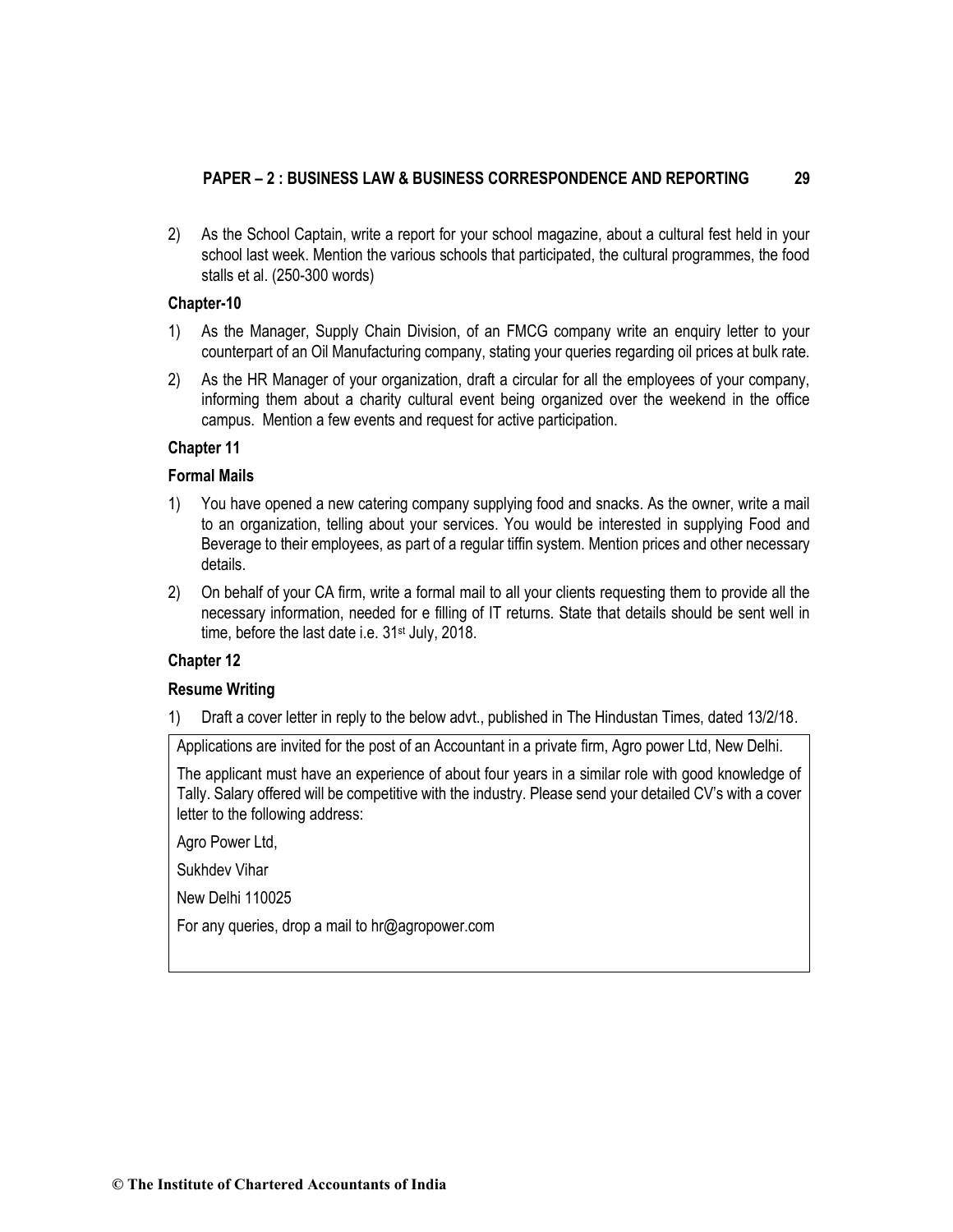2) As the School Captain, write a report for your school magazine, about a cultural fest held in your school last week. Mention the various schools that participated, the cultural programmes, the food stalls et al. (250-300 words)

**Chapter-10**

1) As the Manager, Supply Chain Division, of an FMCG company write an enquiry letter to your counterpart of an Oil Manufacturing company, stating your queries regarding oil prices at bulk rate.

2) As the HR Manager of your organization, draft a circular for all the employees of your company, informing them about a charity cultural event being organized over the weekend in the office campus. Mention a few events and request for active participation.

**Chapter 11**

**Formal Mails**

1) You have opened a new catering company supplying food and snacks. As the owner, write a mail to an organization, telling about your services. You would be interested in supplying Food and Beverage to their employees, as part of a regular tiffin system. Mention prices and other necessary details.

2) On behalf of your CA firm, write a formal mail to all your clients requesting them to provide all the necessary information, needed for e filling of IT returns. State that details should be sent well in time, before the last date i.e. 31st July, 2018.

**Chapter 12**

**Resume Writing**

1) Draft a cover letter in reply to the below advt., published in The Hindustan Times, dated 13/2/18.

> Applications are invited for the post of an Accountant in a private firm, Agro power Ltd, New Delhi.
>
> The applicant must have an experience of about four years in a similar role with good knowledge of Tally. Salary offered will be competitive with the industry. Please send your detailed CV's with a cover letter to the following address:
>
> Agro Power Ltd,
>
> Sukhdev Vihar
>
> New Delhi 110025
>
> For any queries, drop a mail to hr@agropower.com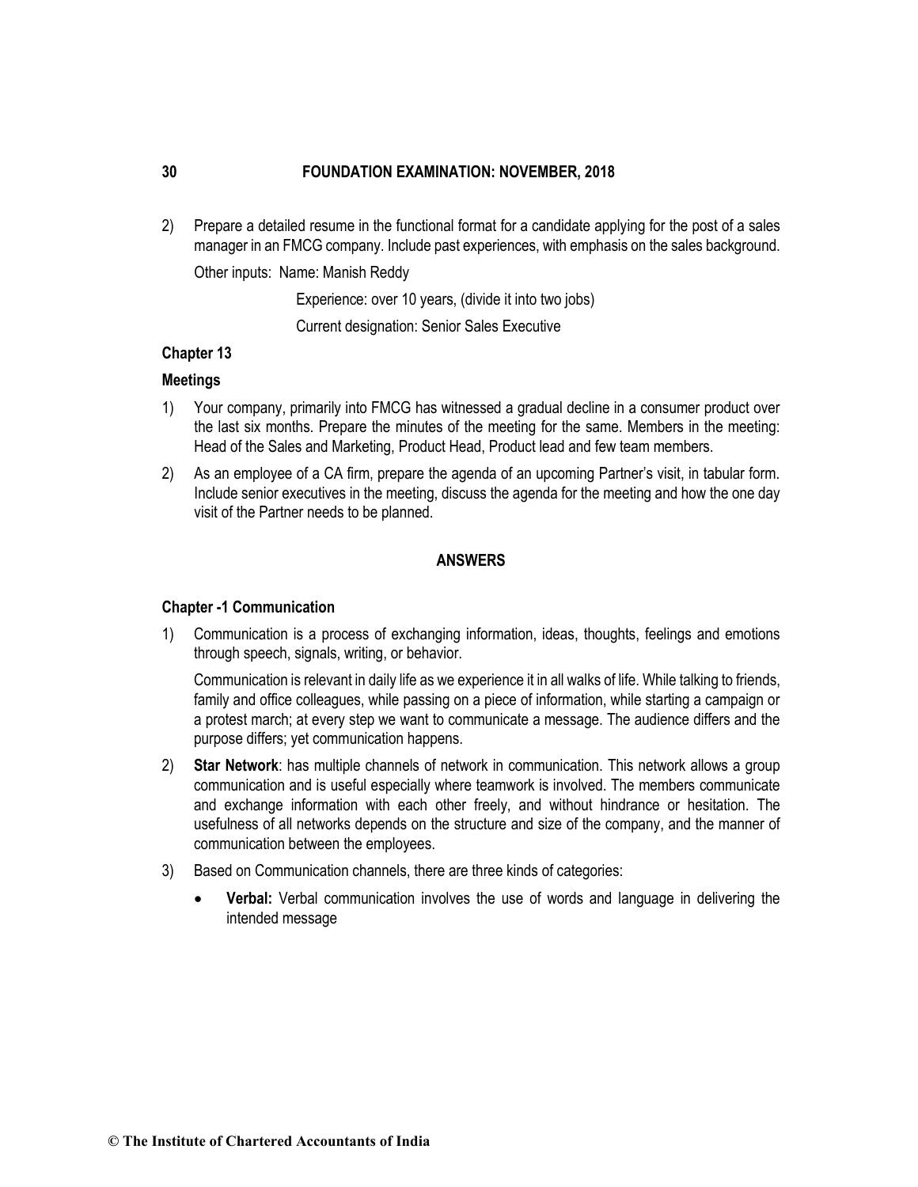2) Prepare a detailed resume in the functional format for a candidate applying for the post of a sales manager in an FMCG company. Include past experiences, with emphasis on the sales background.

   Other inputs: Name: Manish Reddy

   Experience: over 10 years, (divide it into two jobs)

   Current designation: Senior Sales Executive

**Chapter 13**

**Meetings**

1) Your company, primarily into FMCG has witnessed a gradual decline in a consumer product over the last six months. Prepare the minutes of the meeting for the same. Members in the meeting: Head of the Sales and Marketing, Product Head, Product lead and few team members.

2) As an employee of a CA firm, prepare the agenda of an upcoming Partner's visit, in tabular form. Include senior executives in the meeting, discuss the agenda for the meeting and how the one day visit of the Partner needs to be planned.

## ANSWERS

### Chapter -1 Communication

1) Communication is a process of exchanging information, ideas, thoughts, feelings and emotions through speech, signals, writing, or behavior.

   Communication is relevant in daily life as we experience it in all walks of life. While talking to friends, family and office colleagues, while passing on a piece of information, while starting a campaign or a protest march; at every step we want to communicate a message. The audience differs and the purpose differs; yet communication happens.

2) **Star Network**: has multiple channels of network in communication. This network allows a group communication and is useful especially where teamwork is involved. The members communicate and exchange information with each other freely, and without hindrance or hesitation. The usefulness of all networks depends on the structure and size of the company, and the manner of communication between the employees.

3) Based on Communication channels, there are three kinds of categories:

   - **Verbal:** Verbal communication involves the use of words and language in delivering the intended message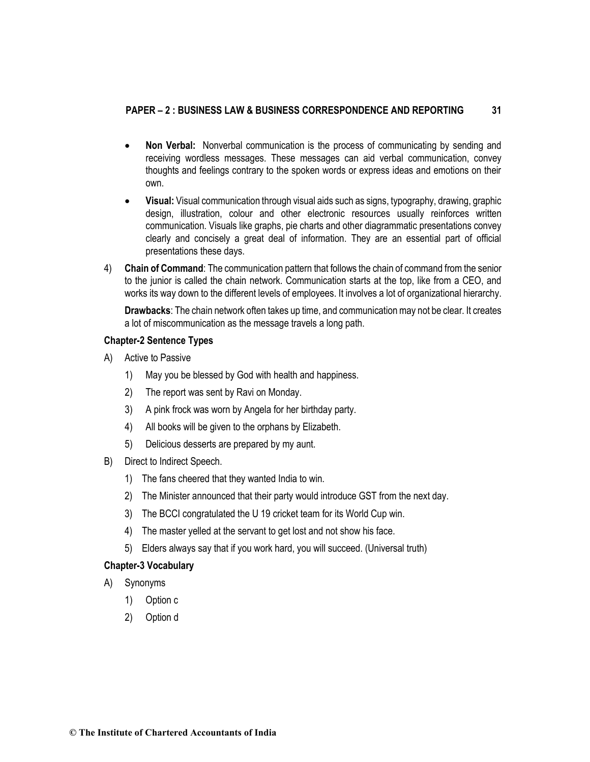- **Non Verbal:** Nonverbal communication is the process of communicating by sending and receiving wordless messages. These messages can aid verbal communication, convey thoughts and feelings contrary to the spoken words or express ideas and emotions on their own.
- **Visual:** Visual communication through visual aids such as signs, typography, drawing, graphic design, illustration, colour and other electronic resources usually reinforces written communication. Visuals like graphs, pie charts and other diagrammatic presentations convey clearly and concisely a great deal of information. They are an essential part of official presentations these days.

4) **Chain of Command**: The communication pattern that follows the chain of command from the senior to the junior is called the chain network. Communication starts at the top, like from a CEO, and works its way down to the different levels of employees. It involves a lot of organizational hierarchy.

   **Drawbacks**: The chain network often takes up time, and communication may not be clear. It creates a lot of miscommunication as the message travels a long path.

**Chapter-2 Sentence Types**

A) Active to Passive

   1) May you be blessed by God with health and happiness.
   2) The report was sent by Ravi on Monday.
   3) A pink frock was worn by Angela for her birthday party.
   4) All books will be given to the orphans by Elizabeth.
   5) Delicious desserts are prepared by my aunt.

B) Direct to Indirect Speech.

   1) The fans cheered that they wanted India to win.
   2) The Minister announced that their party would introduce GST from the next day.
   3) The BCCI congratulated the U 19 cricket team for its World Cup win.
   4) The master yelled at the servant to get lost and not show his face.
   5) Elders always say that if you work hard, you will succeed. (Universal truth)

**Chapter-3 Vocabulary**

A) Synonyms

   1) Option c
   2) Option d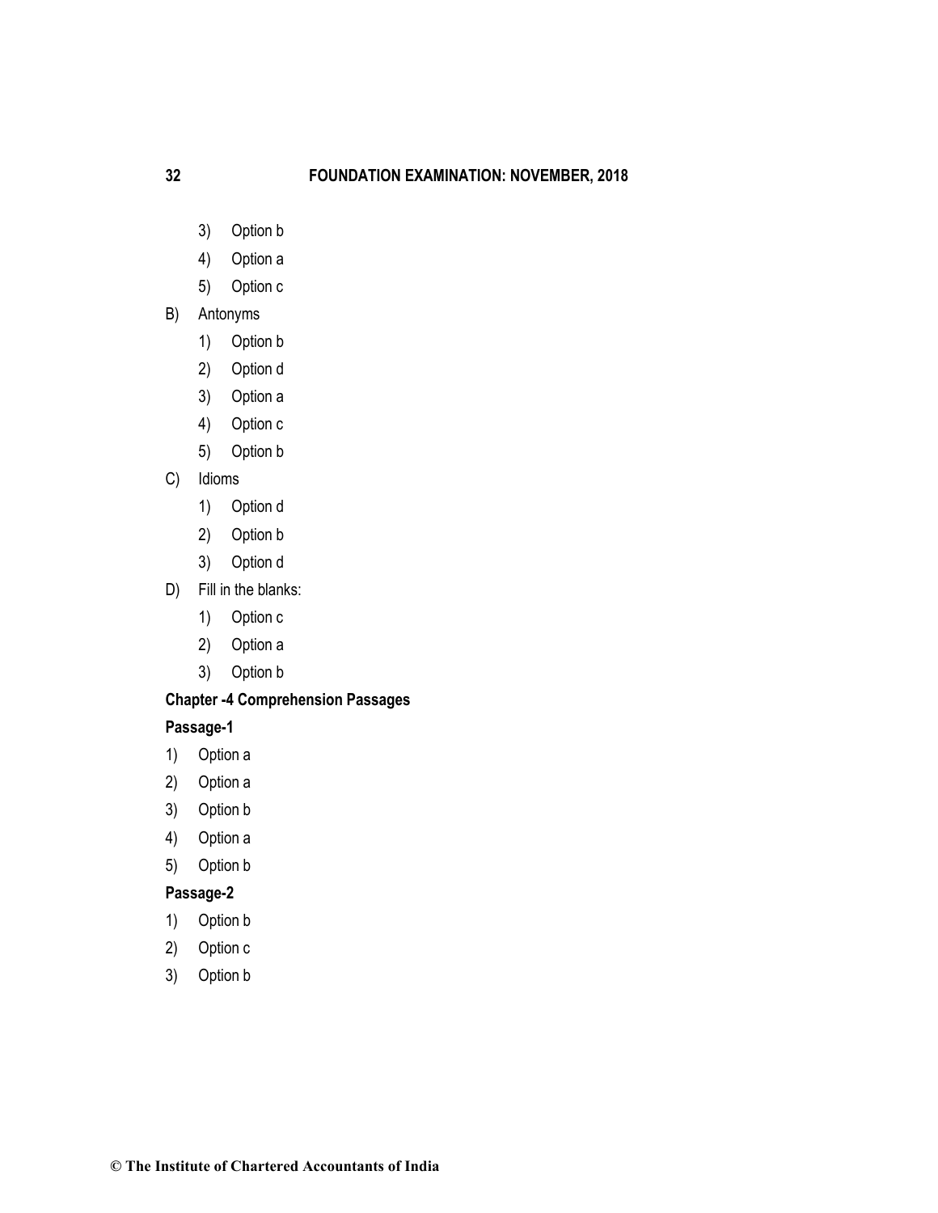3) Option b
4) Option a
5) Option c

B) Antonyms

1) Option b
2) Option d
3) Option a
4) Option c
5) Option b

C) Idioms

1) Option d
2) Option b
3) Option d

D) Fill in the blanks:

1) Option c
2) Option a
3) Option b

**Chapter -4 Comprehension Passages**

**Passage-1**

1) Option a
2) Option a
3) Option b
4) Option a
5) Option b

**Passage-2**

1) Option b
2) Option c
3) Option b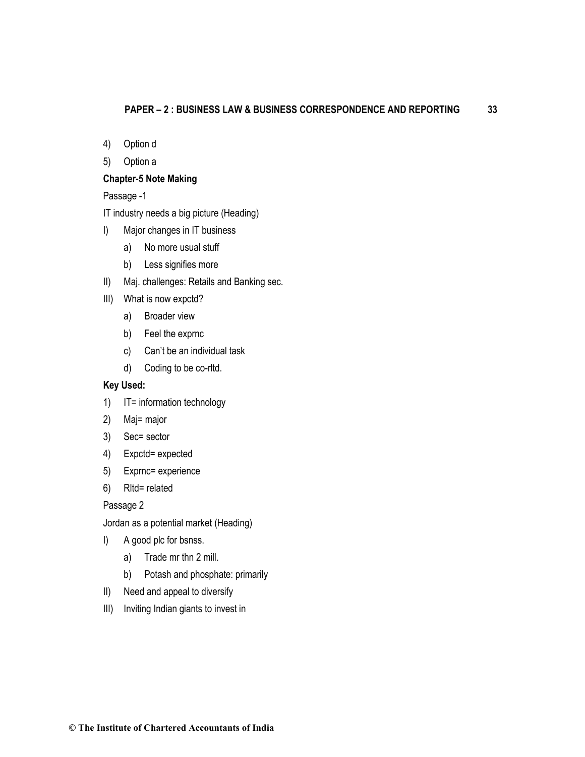4) Option d

5) Option a

**Chapter-5 Note Making**

Passage -1

IT industry needs a big picture (Heading)

I) Major changes in IT business
   a) No more usual stuff
   b) Less signifies more

II) Maj. challenges: Retails and Banking sec.

III) What is now expctd?
   a) Broader view
   b) Feel the exprnc
   c) Can't be an individual task
   d) Coding to be co-rltd.

**Key Used:**

1) IT= information technology
2) Maj= major
3) Sec= sector
4) Expctd= expected
5) Exprnc= experience
6) Rltd= related

Passage 2

Jordan as a potential market (Heading)

I) A good plc for bsnss.
   a) Trade mr thn 2 mill.
   b) Potash and phosphate: primarily

II) Need and appeal to diversify

III) Inviting Indian giants to invest in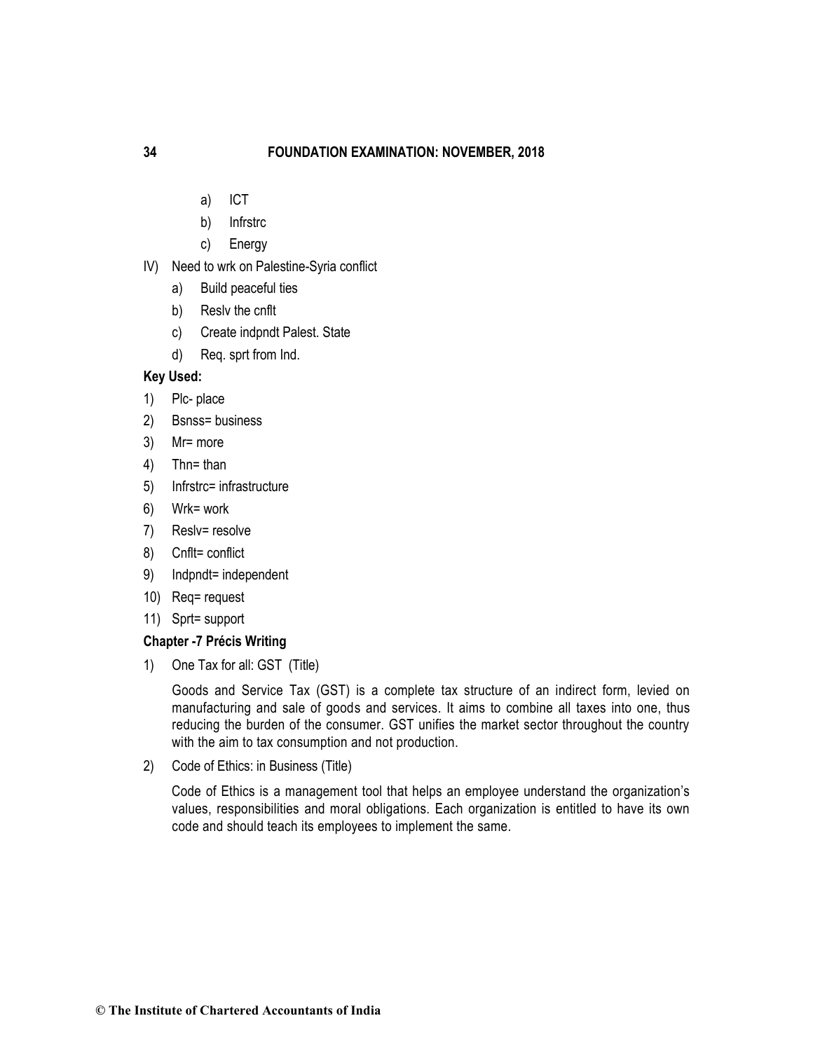a) ICT
b) Infrstrc
c) Energy

IV) Need to wrk on Palestine-Syria conflict
   a) Build peaceful ties
   b) Reslv the cnflt
   c) Create indpndt Palest. State
   d) Req. sprt from Ind.

**Key Used:**

1) Plc- place
2) Bsnss= business
3) Mr= more
4) Thn= than
5) Infrstrc= infrastructure
6) Wrk= work
7) Reslv= resolve
8) Cnflt= conflict
9) Indpndt= independent
10) Req= request
11) Sprt= support

**Chapter -7 Précis Writing**

1) One Tax for all: GST (Title)

   Goods and Service Tax (GST) is a complete tax structure of an indirect form, levied on manufacturing and sale of goods and services. It aims to combine all taxes into one, thus reducing the burden of the consumer. GST unifies the market sector throughout the country with the aim to tax consumption and not production.

2) Code of Ethics: in Business (Title)

   Code of Ethics is a management tool that helps an employee understand the organization's values, responsibilities and moral obligations. Each organization is entitled to have its own code and should teach its employees to implement the same.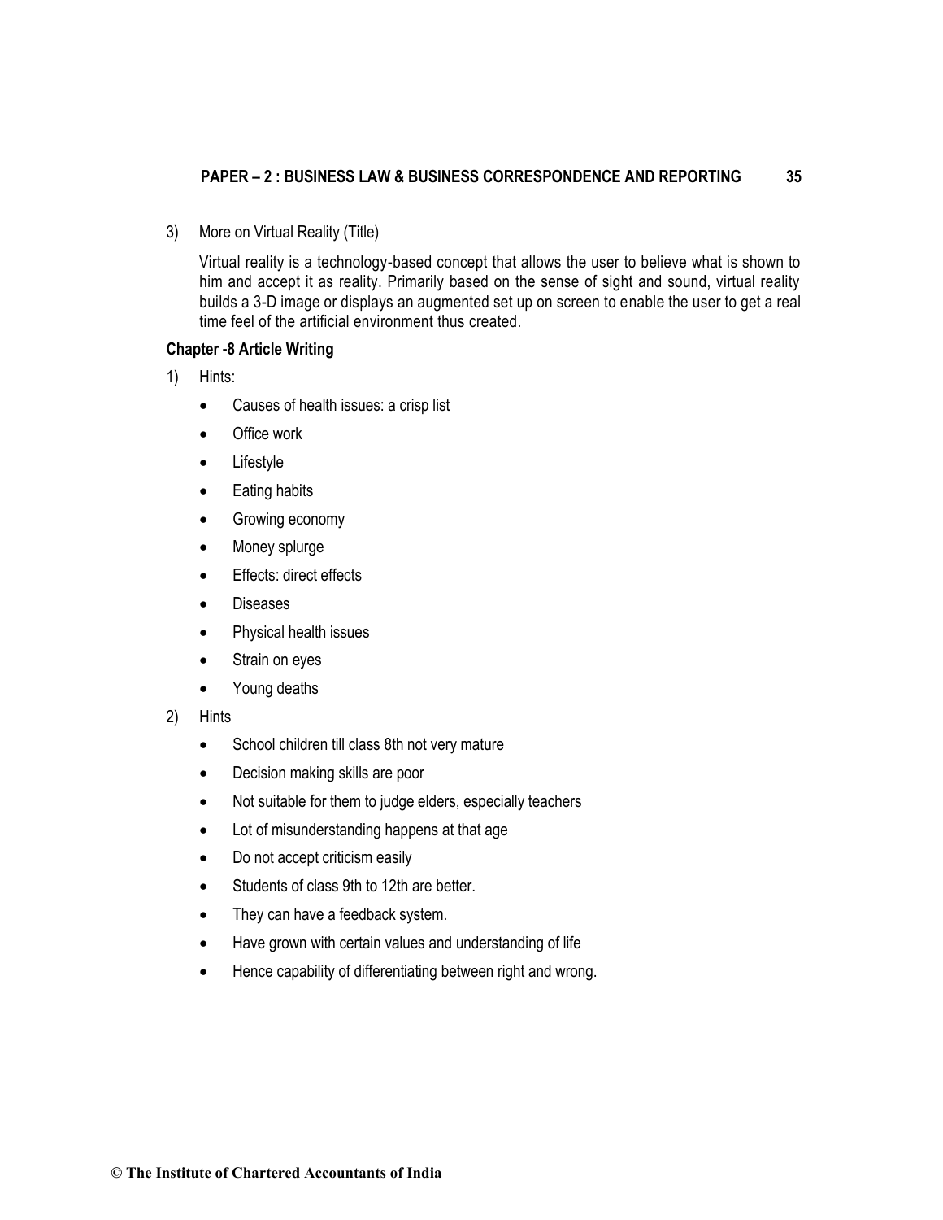3) More on Virtual Reality (Title)

   Virtual reality is a technology-based concept that allows the user to believe what is shown to him and accept it as reality. Primarily based on the sense of sight and sound, virtual reality builds a 3-D image or displays an augmented set up on screen to enable the user to get a real time feel of the artificial environment thus created.

**Chapter -8 Article Writing**

1) Hints:

   - Causes of health issues: a crisp list
   - Office work
   - Lifestyle
   - Eating habits
   - Growing economy
   - Money splurge
   - Effects: direct effects
   - Diseases
   - Physical health issues
   - Strain on eyes
   - Young deaths

2) Hints

   - School children till class 8th not very mature
   - Decision making skills are poor
   - Not suitable for them to judge elders, especially teachers
   - Lot of misunderstanding happens at that age
   - Do not accept criticism easily
   - Students of class 9th to 12th are better.
   - They can have a feedback system.
   - Have grown with certain values and understanding of life
   - Hence capability of differentiating between right and wrong.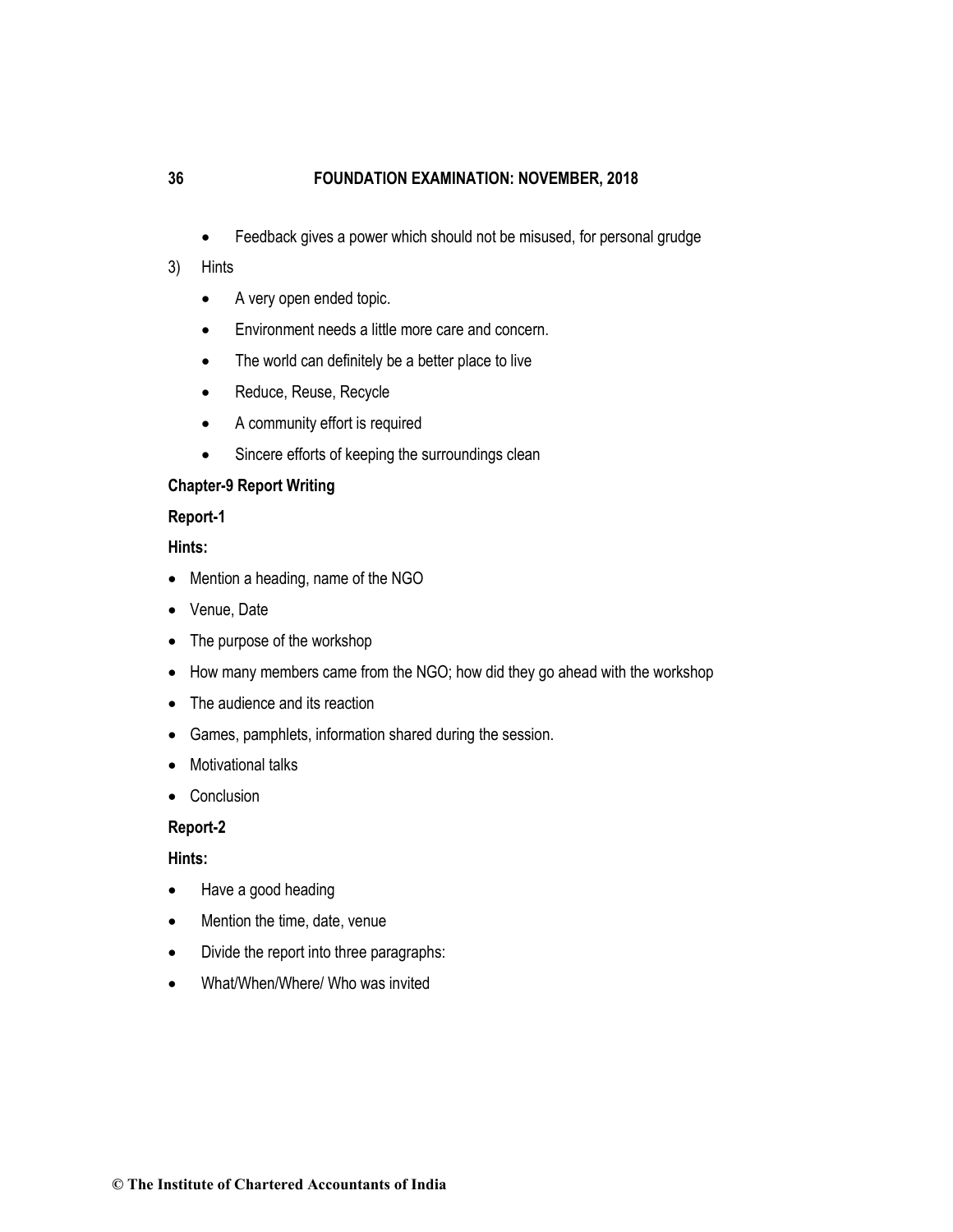- Feedback gives a power which should not be misused, for personal grudge

3) Hints

   - A very open ended topic.
   - Environment needs a little more care and concern.
   - The world can definitely be a better place to live
   - Reduce, Reuse, Recycle
   - A community effort is required
   - Sincere efforts of keeping the surroundings clean

**Chapter-9 Report Writing**

**Report-1**

**Hints:**

- Mention a heading, name of the NGO
- Venue, Date
- The purpose of the workshop
- How many members came from the NGO; how did they go ahead with the workshop
- The audience and its reaction
- Games, pamphlets, information shared during the session.
- Motivational talks
- Conclusion

**Report-2**

**Hints:**

- Have a good heading
- Mention the time, date, venue
- Divide the report into three paragraphs:
- What/When/Where/ Who was invited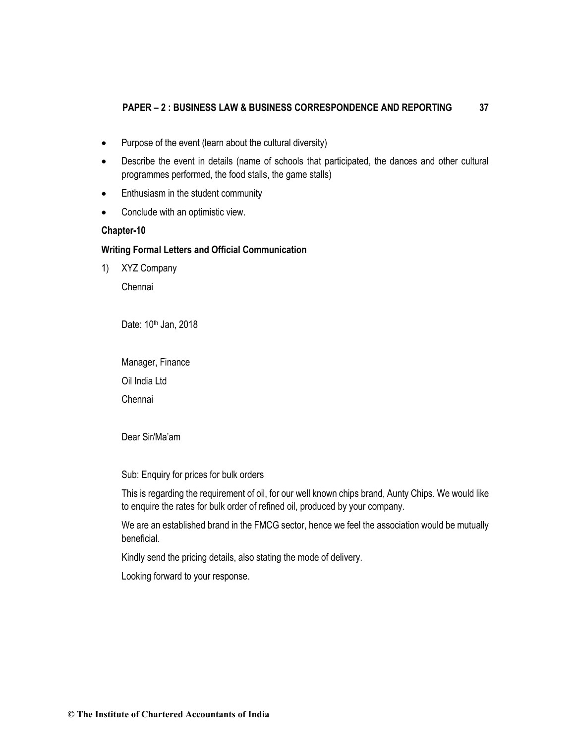- Purpose of the event (learn about the cultural diversity)
- Describe the event in details (name of schools that participated, the dances and other cultural programmes performed, the food stalls, the game stalls)
- Enthusiasm in the student community
- Conclude with an optimistic view.

**Chapter-10**

**Writing Formal Letters and Official Communication**

1) XYZ Company

   Chennai

   Date: 10th Jan, 2018

   Manager, Finance

   Oil India Ltd

   Chennai

   Dear Sir/Ma'am

   Sub: Enquiry for prices for bulk orders

   This is regarding the requirement of oil, for our well known chips brand, Aunty Chips. We would like to enquire the rates for bulk order of refined oil, produced by your company.

   We are an established brand in the FMCG sector, hence we feel the association would be mutually beneficial.

   Kindly send the pricing details, also stating the mode of delivery.

   Looking forward to your response.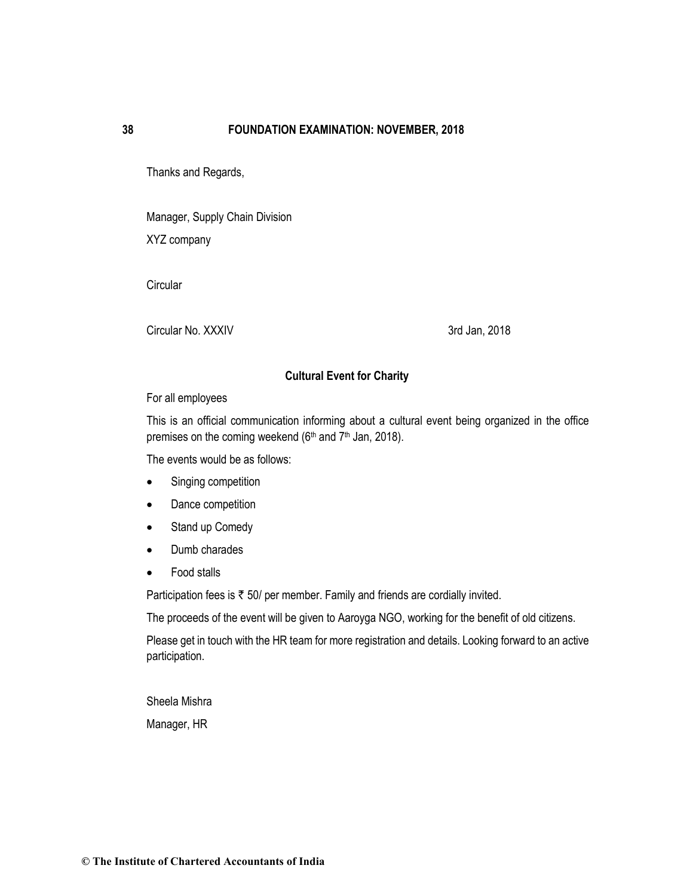Thanks and Regards,

Manager, Supply Chain Division

XYZ company

Circular

Circular No. XXXIV 3rd Jan, 2018

**Cultural Event for Charity**

For all employees

This is an official communication informing about a cultural event being organized in the office premises on the coming weekend (6th and 7th Jan, 2018).

The events would be as follows:

- Singing competition
- Dance competition
- Stand up Comedy
- Dumb charades
- Food stalls

Participation fees is ₹ 50/ per member. Family and friends are cordially invited.

The proceeds of the event will be given to Aaroyga NGO, working for the benefit of old citizens.

Please get in touch with the HR team for more registration and details. Looking forward to an active participation.

Sheela Mishra

Manager, HR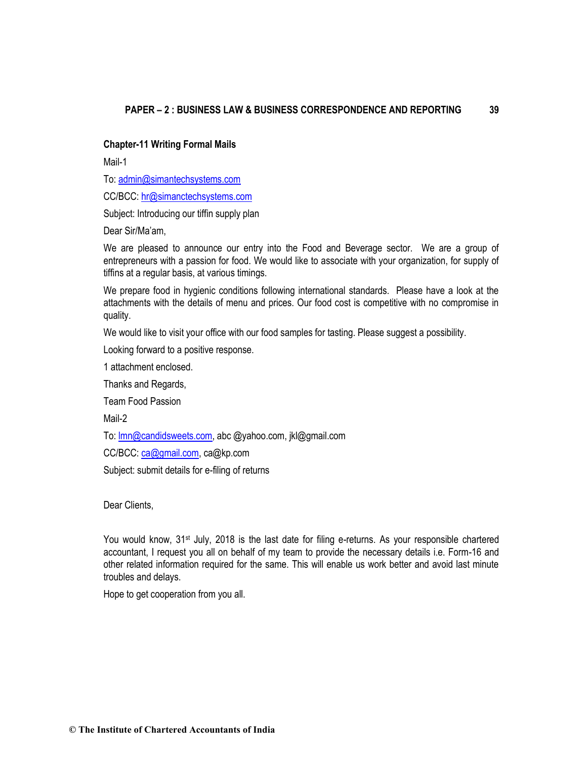**Chapter-11 Writing Formal Mails**

Mail-1

To: admin@simantechsystems.com

CC/BCC: hr@simanctechsystems.com

Subject: Introducing our tiffin supply plan

Dear Sir/Ma'am,

We are pleased to announce our entry into the Food and Beverage sector. We are a group of entrepreneurs with a passion for food. We would like to associate with your organization, for supply of tiffins at a regular basis, at various timings.

We prepare food in hygienic conditions following international standards. Please have a look at the attachments with the details of menu and prices. Our food cost is competitive with no compromise in quality.

We would like to visit your office with our food samples for tasting. Please suggest a possibility.

Looking forward to a positive response.

1 attachment enclosed.

Thanks and Regards,

Team Food Passion

Mail-2

To: lmn@candidsweets.com, abc @yahoo.com, jkl@gmail.com

CC/BCC: ca@gmail.com, ca@kp.com

Subject: submit details for e-filing of returns

Dear Clients,

You would know, 31st July, 2018 is the last date for filing e-returns. As your responsible chartered accountant, I request you all on behalf of my team to provide the necessary details i.e. Form-16 and other related information required for the same. This will enable us work better and avoid last minute troubles and delays.

Hope to get cooperation from you all.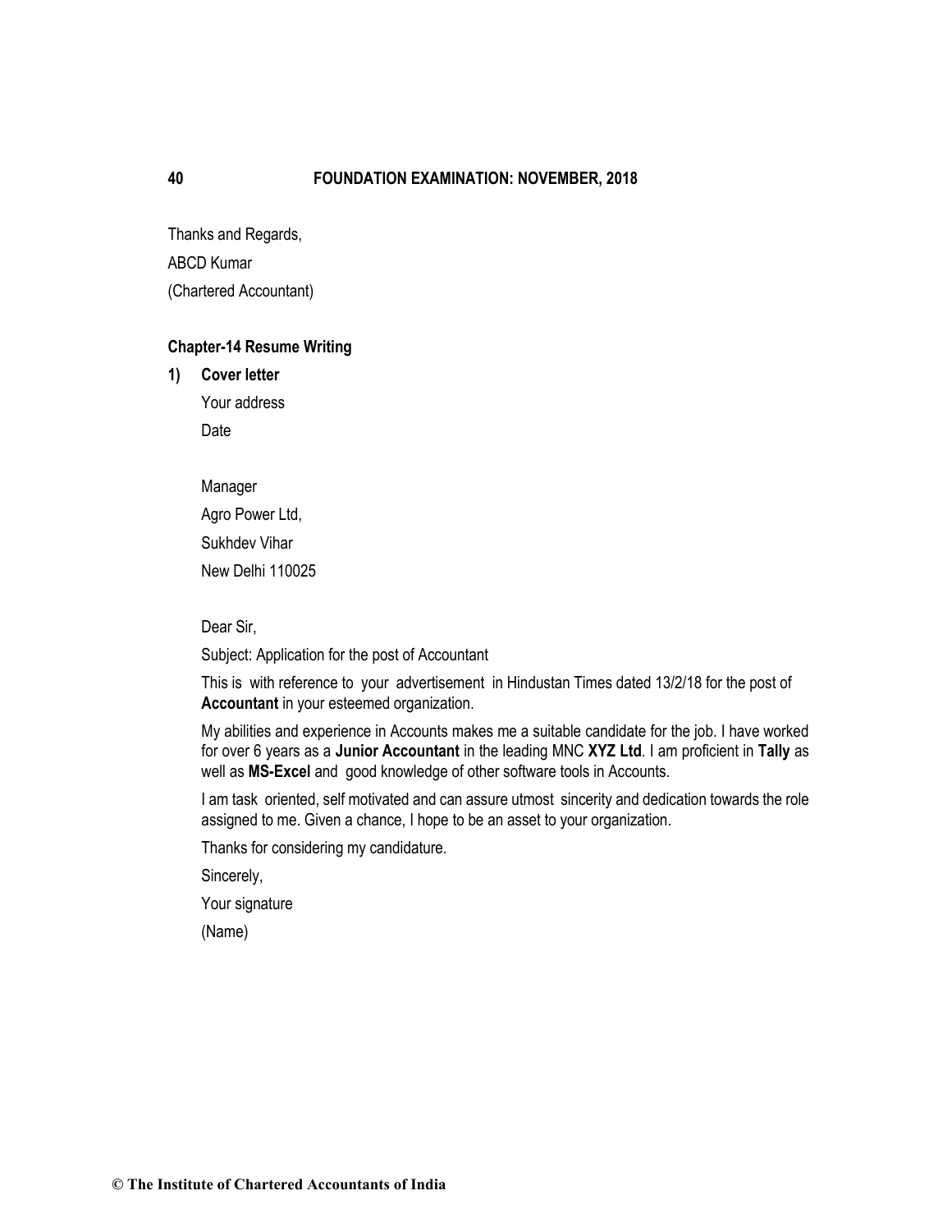Thanks and Regards,

ABCD Kumar

(Chartered Accountant)

**Chapter-14 Resume Writing**

**1) Cover letter**

Your address

Date

Manager

Agro Power Ltd,

Sukhdev Vihar

New Delhi 110025

Dear Sir,

Subject: Application for the post of Accountant

This is with reference to your advertisement in Hindustan Times dated 13/2/18 for the post of **Accountant** in your esteemed organization.

My abilities and experience in Accounts makes me a suitable candidate for the job. I have worked for over 6 years as a **Junior Accountant** in the leading MNC **XYZ Ltd**. I am proficient in **Tally** as well as **MS-Excel** and good knowledge of other software tools in Accounts.

I am task oriented, self motivated and can assure utmost sincerity and dedication towards the role assigned to me. Given a chance, I hope to be an asset to your organization.

Thanks for considering my candidature.

Sincerely,

Your signature

(Name)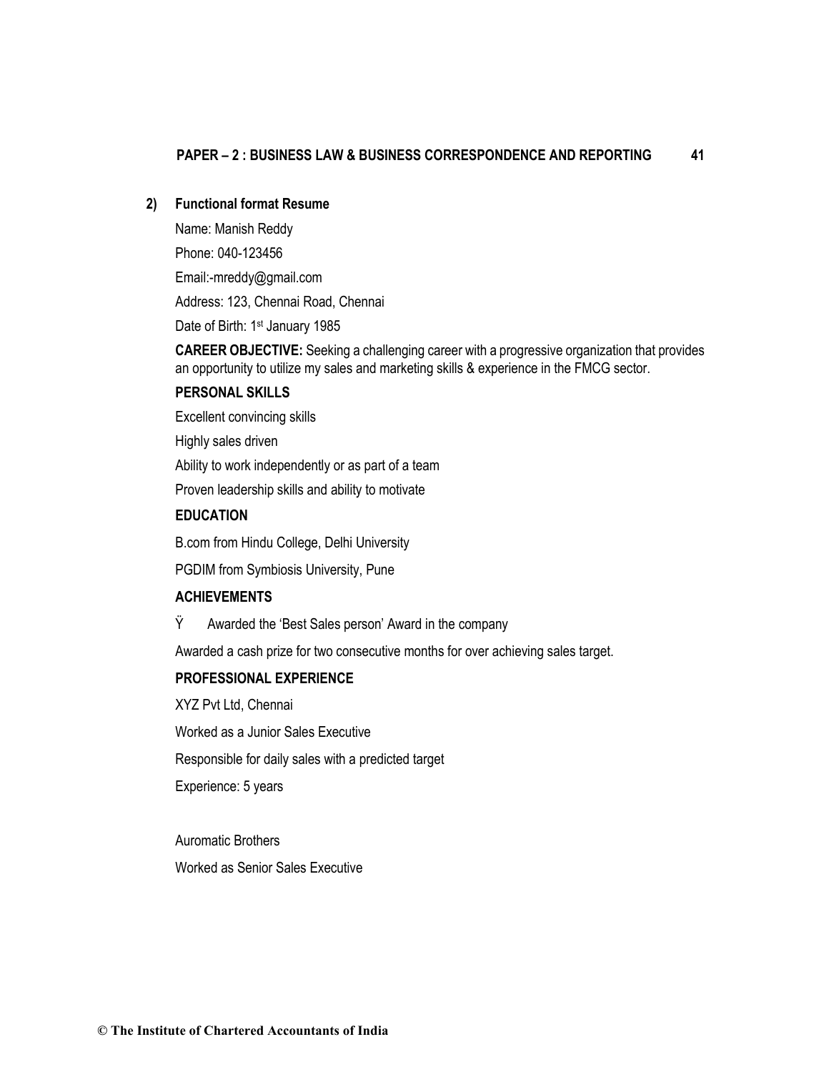## 2) Functional format Resume

Name: Manish Reddy

Phone: 040-123456

Email:-mreddy@gmail.com

Address: 123, Chennai Road, Chennai

Date of Birth: 1st January 1985

**CAREER OBJECTIVE:** Seeking a challenging career with a progressive organization that provides an opportunity to utilize my sales and marketing skills & experience in the FMCG sector.

**PERSONAL SKILLS**

Excellent convincing skills

Highly sales driven

Ability to work independently or as part of a team

Proven leadership skills and ability to motivate

**EDUCATION**

B.com from Hindu College, Delhi University

PGDIM from Symbiosis University, Pune

**ACHIEVEMENTS**

- Awarded the 'Best Sales person' Award in the company

Awarded a cash prize for two consecutive months for over achieving sales target.

**PROFESSIONAL EXPERIENCE**

XYZ Pvt Ltd, Chennai

Worked as a Junior Sales Executive

Responsible for daily sales with a predicted target

Experience: 5 years

Auromatic Brothers

Worked as Senior Sales Executive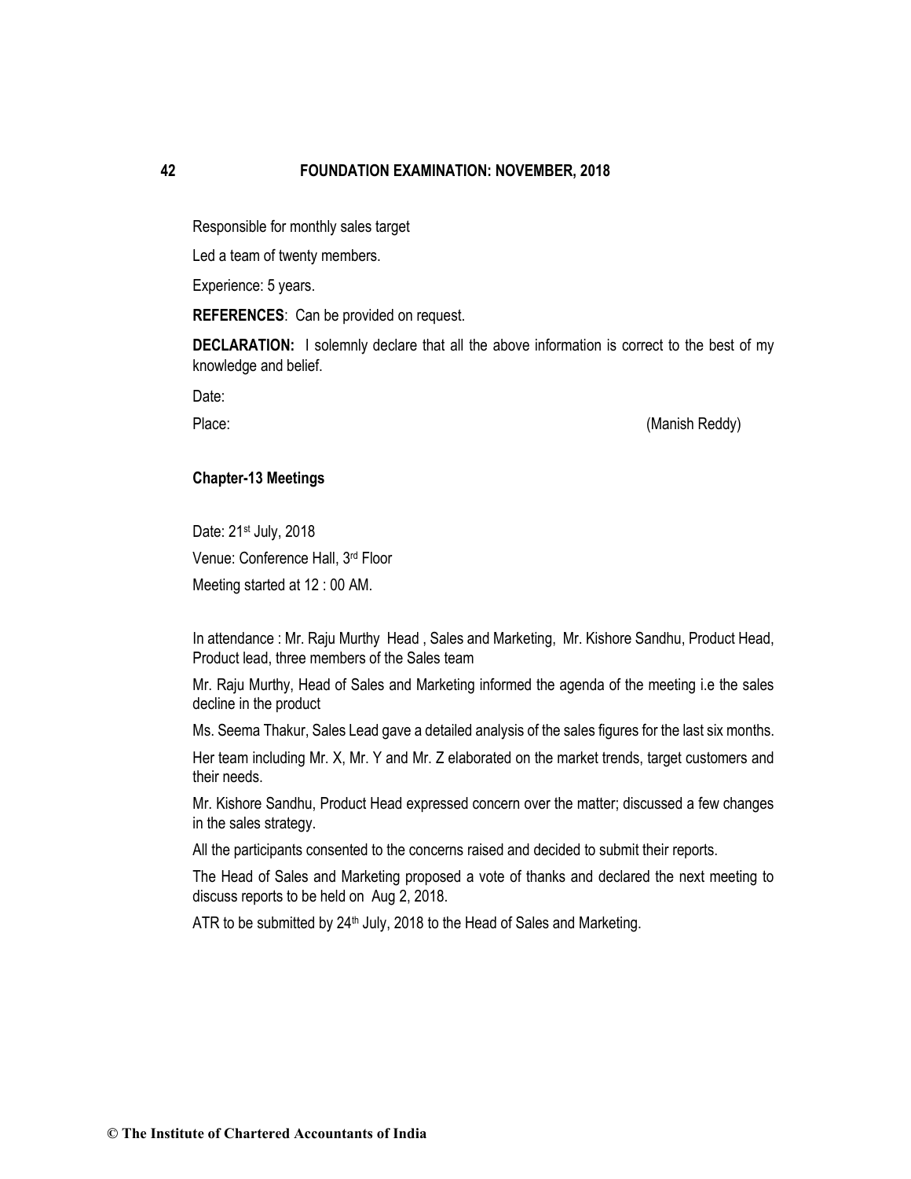Responsible for monthly sales target

Led a team of twenty members.

Experience: 5 years.

**REFERENCES**: Can be provided on request.

**DECLARATION:** I solemnly declare that all the above information is correct to the best of my knowledge and belief.

Date:

Place: (Manish Reddy)

**Chapter-13 Meetings**

Date: 21st July, 2018

Venue: Conference Hall, 3rd Floor

Meeting started at 12 : 00 AM.

In attendance : Mr. Raju Murthy Head , Sales and Marketing, Mr. Kishore Sandhu, Product Head, Product lead, three members of the Sales team

Mr. Raju Murthy, Head of Sales and Marketing informed the agenda of the meeting i.e the sales decline in the product

Ms. Seema Thakur, Sales Lead gave a detailed analysis of the sales figures for the last six months.

Her team including Mr. X, Mr. Y and Mr. Z elaborated on the market trends, target customers and their needs.

Mr. Kishore Sandhu, Product Head expressed concern over the matter; discussed a few changes in the sales strategy.

All the participants consented to the concerns raised and decided to submit their reports.

The Head of Sales and Marketing proposed a vote of thanks and declared the next meeting to discuss reports to be held on Aug 2, 2018.

ATR to be submitted by 24th July, 2018 to the Head of Sales and Marketing.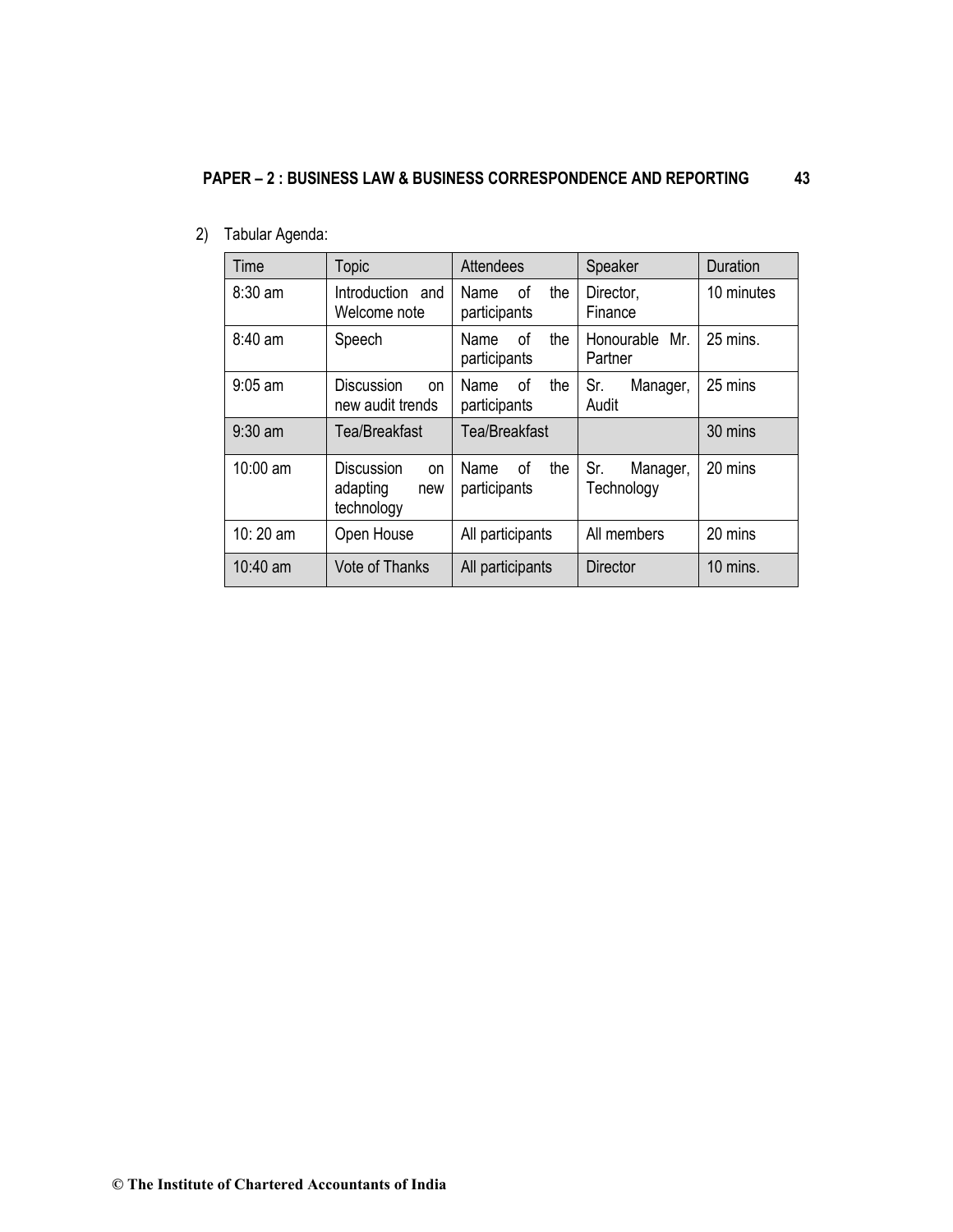2) Tabular Agenda:

| Time | Topic | Attendees | Speaker | Duration |
| --- | --- | --- | --- | --- |
| 8:30 am | Introduction and Welcome note | Name of the participants | Director, Finance | 10 minutes |
| 8:40 am | Speech | Name of the participants | Honourable Mr. Partner | 25 mins. |
| 9:05 am | Discussion on new audit trends | Name of the participants | Sr. Manager, Audit | 25 mins |
| 9:30 am | Tea/Breakfast | Tea/Breakfast | | 30 mins |
| 10:00 am | Discussion on adapting new technology | Name of the participants | Sr. Manager, Technology | 20 mins |
| 10: 20 am | Open House | All participants | All members | 20 mins |
| 10:40 am | Vote of Thanks | All participants | Director | 10 mins. |